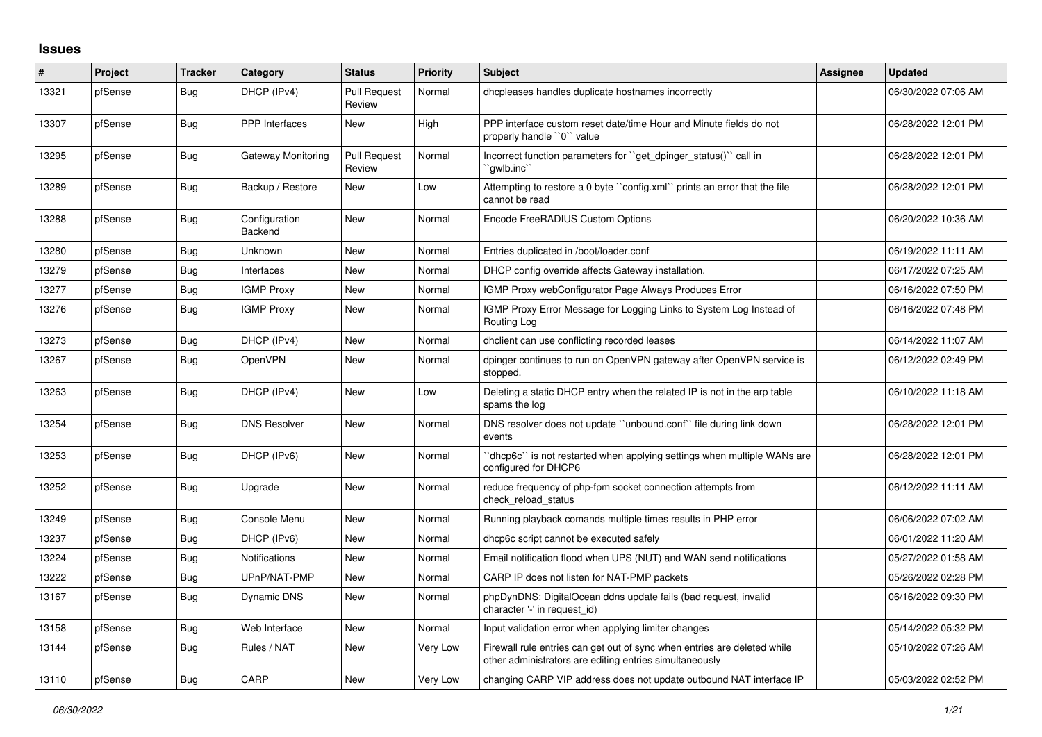## Issues

| # | Project | Tracker | Category | Status | Priority | Subject | Assignee | Updated |
|---|---|---|---|---|---|---|---|---|
| 13321 | pfSense | Bug | DHCP (IPv4) | Pull Request Review | Normal | dhcpleases handles duplicate hostnames incorrectly | | 06/30/2022 07:06 AM |
| 13307 | pfSense | Bug | PPP Interfaces | New | High | PPP interface custom reset date/time Hour and Minute fields do not properly handle ``0`` value | | 06/28/2022 12:01 PM |
| 13295 | pfSense | Bug | Gateway Monitoring | Pull Request Review | Normal | Incorrect function parameters for ``get_dpinger_status()`` call in ``gwlb.inc`` | | 06/28/2022 12:01 PM |
| 13289 | pfSense | Bug | Backup / Restore | New | Low | Attempting to restore a 0 byte ``config.xml`` prints an error that the file cannot be read | | 06/28/2022 12:01 PM |
| 13288 | pfSense | Bug | Configuration Backend | New | Normal | Encode FreeRADIUS Custom Options | | 06/20/2022 10:36 AM |
| 13280 | pfSense | Bug | Unknown | New | Normal | Entries duplicated in /boot/loader.conf | | 06/19/2022 11:11 AM |
| 13279 | pfSense | Bug | Interfaces | New | Normal | DHCP config override affects Gateway installation. | | 06/17/2022 07:25 AM |
| 13277 | pfSense | Bug | IGMP Proxy | New | Normal | IGMP Proxy webConfigurator Page Always Produces Error | | 06/16/2022 07:50 PM |
| 13276 | pfSense | Bug | IGMP Proxy | New | Normal | IGMP Proxy Error Message for Logging Links to System Log Instead of Routing Log | | 06/16/2022 07:48 PM |
| 13273 | pfSense | Bug | DHCP (IPv4) | New | Normal | dhclient can use conflicting recorded leases | | 06/14/2022 11:07 AM |
| 13267 | pfSense | Bug | OpenVPN | New | Normal | dpinger continues to run on OpenVPN gateway after OpenVPN service is stopped. | | 06/12/2022 02:49 PM |
| 13263 | pfSense | Bug | DHCP (IPv4) | New | Low | Deleting a static DHCP entry when the related IP is not in the arp table spams the log | | 06/10/2022 11:18 AM |
| 13254 | pfSense | Bug | DNS Resolver | New | Normal | DNS resolver does not update ``unbound.conf`` file during link down events | | 06/28/2022 12:01 PM |
| 13253 | pfSense | Bug | DHCP (IPv6) | New | Normal | ``dhcp6c`` is not restarted when applying settings when multiple WANs are configured for DHCP6 | | 06/28/2022 12:01 PM |
| 13252 | pfSense | Bug | Upgrade | New | Normal | reduce frequency of php-fpm socket connection attempts from check_reload_status | | 06/12/2022 11:11 AM |
| 13249 | pfSense | Bug | Console Menu | New | Normal | Running playback comands multiple times results in PHP error | | 06/06/2022 07:02 AM |
| 13237 | pfSense | Bug | DHCP (IPv6) | New | Normal | dhcp6c script cannot be executed safely | | 06/01/2022 11:20 AM |
| 13224 | pfSense | Bug | Notifications | New | Normal | Email notification flood when UPS (NUT) and WAN send notifications | | 05/27/2022 01:58 AM |
| 13222 | pfSense | Bug | UPnP/NAT-PMP | New | Normal | CARP IP does not listen for NAT-PMP packets | | 05/26/2022 02:28 PM |
| 13167 | pfSense | Bug | Dynamic DNS | New | Normal | phpDynDNS: DigitalOcean ddns update fails (bad request, invalid character '-' in request_id) | | 06/16/2022 09:30 PM |
| 13158 | pfSense | Bug | Web Interface | New | Normal | Input validation error when applying limiter changes | | 05/14/2022 05:32 PM |
| 13144 | pfSense | Bug | Rules / NAT | New | Very Low | Firewall rule entries can get out of sync when entries are deleted while other administrators are editing entries simultaneously | | 05/10/2022 07:26 AM |
| 13110 | pfSense | Bug | CARP | New | Very Low | changing CARP VIP address does not update outbound NAT interface IP | | 05/03/2022 02:52 PM |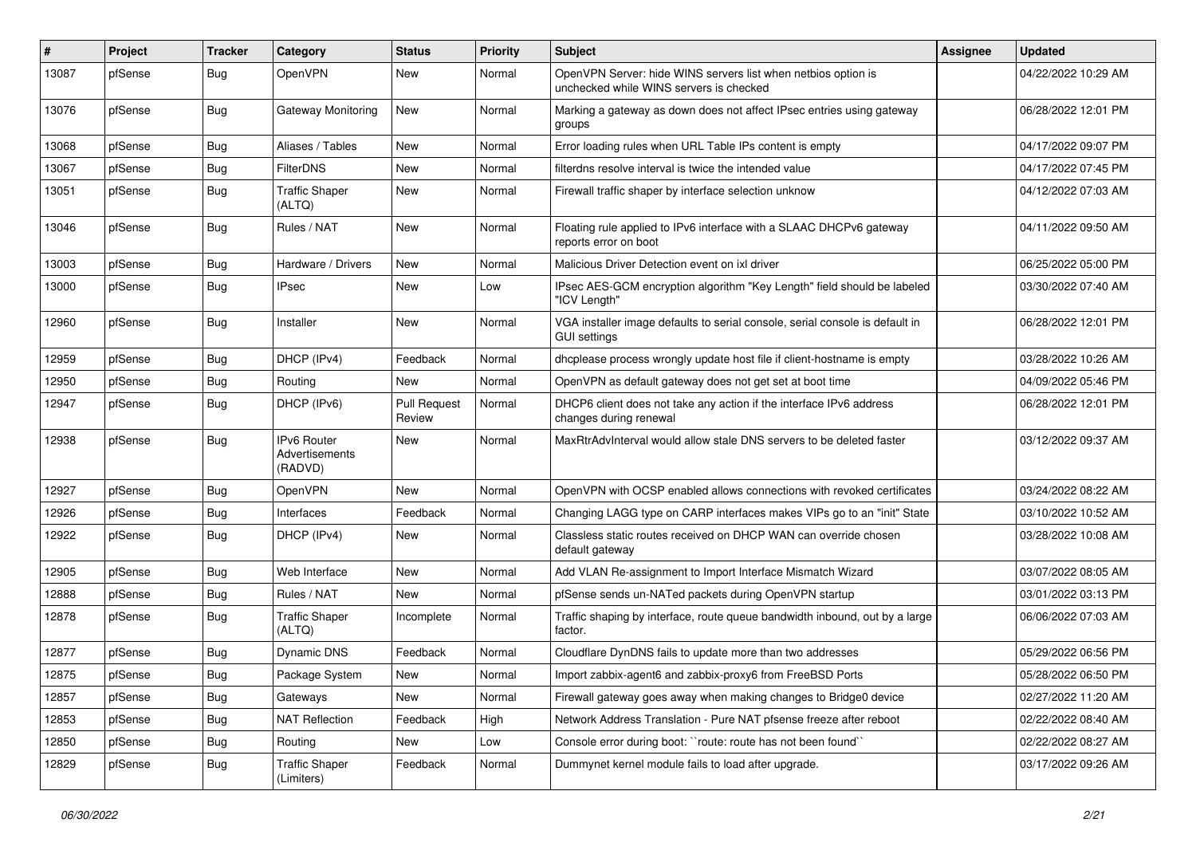| # | Project | Tracker | Category | Status | Priority | Subject | Assignee | Updated |
|---|---|---|---|---|---|---|---|---|
| 13087 | pfSense | Bug | OpenVPN | New | Normal | OpenVPN Server: hide WINS servers list when netbios option is unchecked while WINS servers is checked | | 04/22/2022 10:29 AM |
| 13076 | pfSense | Bug | Gateway Monitoring | New | Normal | Marking a gateway as down does not affect IPsec entries using gateway groups | | 06/28/2022 12:01 PM |
| 13068 | pfSense | Bug | Aliases / Tables | New | Normal | Error loading rules when URL Table IPs content is empty | | 04/17/2022 09:07 PM |
| 13067 | pfSense | Bug | FilterDNS | New | Normal | filterdns resolve interval is twice the intended value | | 04/17/2022 07:45 PM |
| 13051 | pfSense | Bug | Traffic Shaper (ALTQ) | New | Normal | Firewall traffic shaper by interface selection unknow | | 04/12/2022 07:03 AM |
| 13046 | pfSense | Bug | Rules / NAT | New | Normal | Floating rule applied to IPv6 interface with a SLAAC DHCPv6 gateway reports error on boot | | 04/11/2022 09:50 AM |
| 13003 | pfSense | Bug | Hardware / Drivers | New | Normal | Malicious Driver Detection event on ixl driver | | 06/25/2022 05:00 PM |
| 13000 | pfSense | Bug | IPsec | New | Low | IPsec AES-GCM encryption algorithm "Key Length" field should be labeled "ICV Length" | | 03/30/2022 07:40 AM |
| 12960 | pfSense | Bug | Installer | New | Normal | VGA installer image defaults to serial console, serial console is default in GUI settings | | 06/28/2022 12:01 PM |
| 12959 | pfSense | Bug | DHCP (IPv4) | Feedback | Normal | dhcplease process wrongly update host file if client-hostname is empty | | 03/28/2022 10:26 AM |
| 12950 | pfSense | Bug | Routing | New | Normal | OpenVPN as default gateway does not get set at boot time | | 04/09/2022 05:46 PM |
| 12947 | pfSense | Bug | DHCP (IPv6) | Pull Request Review | Normal | DHCP6 client does not take any action if the interface IPv6 address changes during renewal | | 06/28/2022 12:01 PM |
| 12938 | pfSense | Bug | IPv6 Router Advertisements (RADVD) | New | Normal | MaxRtrAdvInterval would allow stale DNS servers to be deleted faster | | 03/12/2022 09:37 AM |
| 12927 | pfSense | Bug | OpenVPN | New | Normal | OpenVPN with OCSP enabled allows connections with revoked certificates | | 03/24/2022 08:22 AM |
| 12926 | pfSense | Bug | Interfaces | Feedback | Normal | Changing LAGG type on CARP interfaces makes VIPs go to an "init" State | | 03/10/2022 10:52 AM |
| 12922 | pfSense | Bug | DHCP (IPv4) | New | Normal | Classless static routes received on DHCP WAN can override chosen default gateway | | 03/28/2022 10:08 AM |
| 12905 | pfSense | Bug | Web Interface | New | Normal | Add VLAN Re-assignment to Import Interface Mismatch Wizard | | 03/07/2022 08:05 AM |
| 12888 | pfSense | Bug | Rules / NAT | New | Normal | pfSense sends un-NATed packets during OpenVPN startup | | 03/01/2022 03:13 PM |
| 12878 | pfSense | Bug | Traffic Shaper (ALTQ) | Incomplete | Normal | Traffic shaping by interface, route queue bandwidth inbound, out by a large factor. | | 06/06/2022 07:03 AM |
| 12877 | pfSense | Bug | Dynamic DNS | Feedback | Normal | Cloudflare DynDNS fails to update more than two addresses | | 05/29/2022 06:56 PM |
| 12875 | pfSense | Bug | Package System | New | Normal | Import zabbix-agent6 and zabbix-proxy6 from FreeBSD Ports | | 05/28/2022 06:50 PM |
| 12857 | pfSense | Bug | Gateways | New | Normal | Firewall gateway goes away when making changes to Bridge0 device | | 02/27/2022 11:20 AM |
| 12853 | pfSense | Bug | NAT Reflection | Feedback | High | Network Address Translation - Pure NAT pfsense freeze after reboot | | 02/22/2022 08:40 AM |
| 12850 | pfSense | Bug | Routing | New | Low | Console error during boot: ``route: route has not been found`` | | 02/22/2022 08:27 AM |
| 12829 | pfSense | Bug | Traffic Shaper (Limiters) | Feedback | Normal | Dummynet kernel module fails to load after upgrade. | | 03/17/2022 09:26 AM |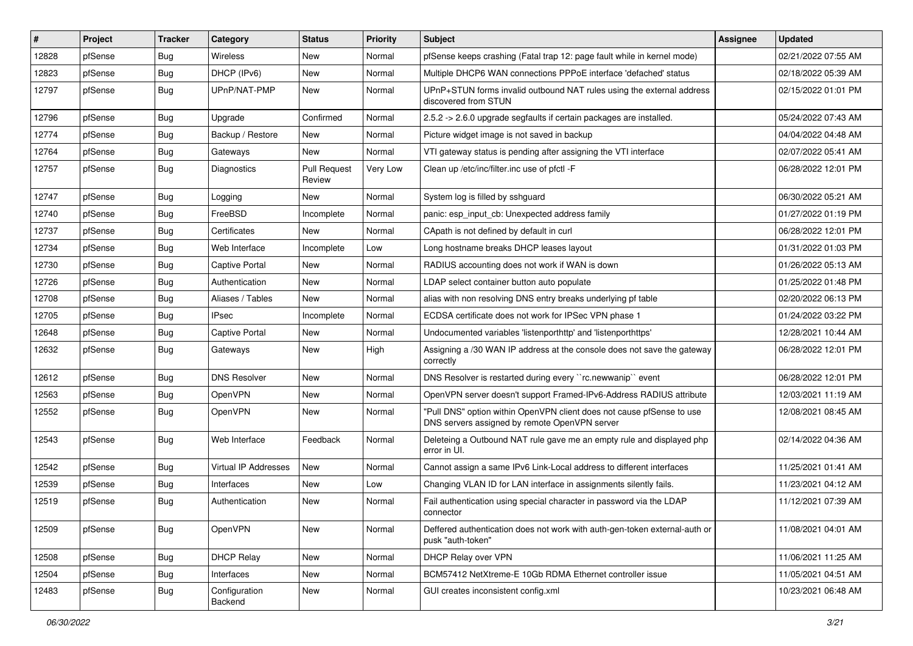| # | Project | Tracker | Category | Status | Priority | Subject | Assignee | Updated |
|---|---|---|---|---|---|---|---|---|
| 12828 | pfSense | Bug | Wireless | New | Normal | pfSense keeps crashing (Fatal trap 12: page fault while in kernel mode) | | 02/21/2022 07:55 AM |
| 12823 | pfSense | Bug | DHCP (IPv6) | New | Normal | Multiple DHCP6 WAN connections PPPoE interface 'defached' status | | 02/18/2022 05:39 AM |
| 12797 | pfSense | Bug | UPnP/NAT-PMP | New | Normal | UPnP+STUN forms invalid outbound NAT rules using the external address discovered from STUN | | 02/15/2022 01:01 PM |
| 12796 | pfSense | Bug | Upgrade | Confirmed | Normal | 2.5.2 -> 2.6.0 upgrade segfaults if certain packages are installed. | | 05/24/2022 07:43 AM |
| 12774 | pfSense | Bug | Backup / Restore | New | Normal | Picture widget image is not saved in backup | | 04/04/2022 04:48 AM |
| 12764 | pfSense | Bug | Gateways | New | Normal | VTI gateway status is pending after assigning the VTI interface | | 02/07/2022 05:41 AM |
| 12757 | pfSense | Bug | Diagnostics | Pull Request Review | Very Low | Clean up /etc/inc/filter.inc use of pfctl -F | | 06/28/2022 12:01 PM |
| 12747 | pfSense | Bug | Logging | New | Normal | System log is filled by sshguard | | 06/30/2022 05:21 AM |
| 12740 | pfSense | Bug | FreeBSD | Incomplete | Normal | panic: esp_input_cb: Unexpected address family | | 01/27/2022 01:19 PM |
| 12737 | pfSense | Bug | Certificates | New | Normal | CApath is not defined by default in curl | | 06/28/2022 12:01 PM |
| 12734 | pfSense | Bug | Web Interface | Incomplete | Low | Long hostname breaks DHCP leases layout | | 01/31/2022 01:03 PM |
| 12730 | pfSense | Bug | Captive Portal | New | Normal | RADIUS accounting does not work if WAN is down | | 01/26/2022 05:13 AM |
| 12726 | pfSense | Bug | Authentication | New | Normal | LDAP select container button auto populate | | 01/25/2022 01:48 PM |
| 12708 | pfSense | Bug | Aliases / Tables | New | Normal | alias with non resolving DNS entry breaks underlying pf table | | 02/20/2022 06:13 PM |
| 12705 | pfSense | Bug | IPsec | Incomplete | Normal | ECDSA certificate does not work for IPSec VPN phase 1 | | 01/24/2022 03:22 PM |
| 12648 | pfSense | Bug | Captive Portal | New | Normal | Undocumented variables 'listenporthttp' and 'listenporthttps' | | 12/28/2021 10:44 AM |
| 12632 | pfSense | Bug | Gateways | New | High | Assigning a /30 WAN IP address at the console does not save the gateway correctly | | 06/28/2022 12:01 PM |
| 12612 | pfSense | Bug | DNS Resolver | New | Normal | DNS Resolver is restarted during every ``rc.newwanip`` event | | 06/28/2022 12:01 PM |
| 12563 | pfSense | Bug | OpenVPN | New | Normal | OpenVPN server doesn't support Framed-IPv6-Address RADIUS attribute | | 12/03/2021 11:19 AM |
| 12552 | pfSense | Bug | OpenVPN | New | Normal | "Pull DNS" option within OpenVPN client does not cause pfSense to use DNS servers assigned by remote OpenVPN server | | 12/08/2021 08:45 AM |
| 12543 | pfSense | Bug | Web Interface | Feedback | Normal | Deleteing a Outbound NAT rule gave me an empty rule and displayed php error in UI. | | 02/14/2022 04:36 AM |
| 12542 | pfSense | Bug | Virtual IP Addresses | New | Normal | Cannot assign a same IPv6 Link-Local address to different interfaces | | 11/25/2021 01:41 AM |
| 12539 | pfSense | Bug | Interfaces | New | Low | Changing VLAN ID for LAN interface in assignments silently fails. | | 11/23/2021 04:12 AM |
| 12519 | pfSense | Bug | Authentication | New | Normal | Fail authentication using special character in password via the LDAP connector | | 11/12/2021 07:39 AM |
| 12509 | pfSense | Bug | OpenVPN | New | Normal | Deffered authentication does not work with auth-gen-token external-auth or pusk "auth-token" | | 11/08/2021 04:01 AM |
| 12508 | pfSense | Bug | DHCP Relay | New | Normal | DHCP Relay over VPN | | 11/06/2021 11:25 AM |
| 12504 | pfSense | Bug | Interfaces | New | Normal | BCM57412 NetXtreme-E 10Gb RDMA Ethernet controller issue | | 11/05/2021 04:51 AM |
| 12483 | pfSense | Bug | Configuration Backend | New | Normal | GUI creates inconsistent config.xml | | 10/23/2021 06:48 AM |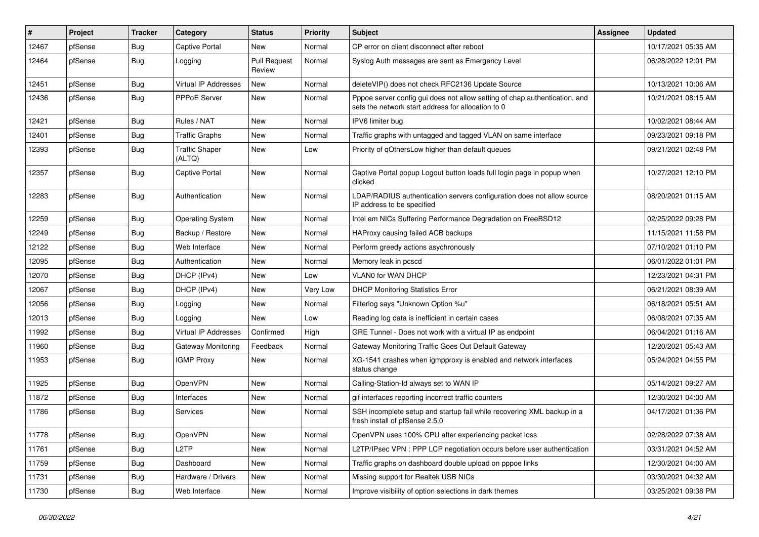| # | Project | Tracker | Category | Status | Priority | Subject | Assignee | Updated |
|---|---|---|---|---|---|---|---|---|
| 12467 | pfSense | Bug | Captive Portal | New | Normal | CP error on client disconnect after reboot | | 10/17/2021 05:35 AM |
| 12464 | pfSense | Bug | Logging | Pull Request Review | Normal | Syslog Auth messages are sent as Emergency Level | | 06/28/2022 12:01 PM |
| 12451 | pfSense | Bug | Virtual IP Addresses | New | Normal | deleteVIP() does not check RFC2136 Update Source | | 10/13/2021 10:06 AM |
| 12436 | pfSense | Bug | PPPoE Server | New | Normal | Pppoe server config gui does not allow setting of chap authentication, and sets the network start address for allocation to 0 | | 10/21/2021 08:15 AM |
| 12421 | pfSense | Bug | Rules / NAT | New | Normal | IPV6 limiter bug | | 10/02/2021 08:44 AM |
| 12401 | pfSense | Bug | Traffic Graphs | New | Normal | Traffic graphs with untagged and tagged VLAN on same interface | | 09/23/2021 09:18 PM |
| 12393 | pfSense | Bug | Traffic Shaper (ALTQ) | New | Low | Priority of qOthersLow higher than default queues | | 09/21/2021 02:48 PM |
| 12357 | pfSense | Bug | Captive Portal | New | Normal | Captive Portal popup Logout button loads full login page in popup when clicked | | 10/27/2021 12:10 PM |
| 12283 | pfSense | Bug | Authentication | New | Normal | LDAP/RADIUS authentication servers configuration does not allow source IP address to be specified | | 08/20/2021 01:15 AM |
| 12259 | pfSense | Bug | Operating System | New | Normal | Intel em NICs Suffering Performance Degradation on FreeBSD12 | | 02/25/2022 09:28 PM |
| 12249 | pfSense | Bug | Backup / Restore | New | Normal | HAProxy causing failed ACB backups | | 11/15/2021 11:58 PM |
| 12122 | pfSense | Bug | Web Interface | New | Normal | Perform greedy actions asychronously | | 07/10/2021 01:10 PM |
| 12095 | pfSense | Bug | Authentication | New | Normal | Memory leak in pcscd | | 06/01/2022 01:01 PM |
| 12070 | pfSense | Bug | DHCP (IPv4) | New | Low | VLAN0 for WAN DHCP | | 12/23/2021 04:31 PM |
| 12067 | pfSense | Bug | DHCP (IPv4) | New | Very Low | DHCP Monitoring Statistics Error | | 06/21/2021 08:39 AM |
| 12056 | pfSense | Bug | Logging | New | Normal | Filterlog says "Unknown Option %u" | | 06/18/2021 05:51 AM |
| 12013 | pfSense | Bug | Logging | New | Low | Reading log data is inefficient in certain cases | | 06/08/2021 07:35 AM |
| 11992 | pfSense | Bug | Virtual IP Addresses | Confirmed | High | GRE Tunnel - Does not work with a virtual IP as endpoint | | 06/04/2021 01:16 AM |
| 11960 | pfSense | Bug | Gateway Monitoring | Feedback | Normal | Gateway Monitoring Traffic Goes Out Default Gateway | | 12/20/2021 05:43 AM |
| 11953 | pfSense | Bug | IGMP Proxy | New | Normal | XG-1541 crashes when igmpproxy is enabled and network interfaces status change | | 05/24/2021 04:55 PM |
| 11925 | pfSense | Bug | OpenVPN | New | Normal | Calling-Station-Id always set to WAN IP | | 05/14/2021 09:27 AM |
| 11872 | pfSense | Bug | Interfaces | New | Normal | gif interfaces reporting incorrect traffic counters | | 12/30/2021 04:00 AM |
| 11786 | pfSense | Bug | Services | New | Normal | SSH incomplete setup and startup fail while recovering XML backup in a fresh install of pfSense 2.5.0 | | 04/17/2021 01:36 PM |
| 11778 | pfSense | Bug | OpenVPN | New | Normal | OpenVPN uses 100% CPU after experiencing packet loss | | 02/28/2022 07:38 AM |
| 11761 | pfSense | Bug | L2TP | New | Normal | L2TP/IPsec VPN : PPP LCP negotiation occurs before user authentication | | 03/31/2021 04:52 AM |
| 11759 | pfSense | Bug | Dashboard | New | Normal | Traffic graphs on dashboard double upload on pppoe links | | 12/30/2021 04:00 AM |
| 11731 | pfSense | Bug | Hardware / Drivers | New | Normal | Missing support for Realtek USB NICs | | 03/30/2021 04:32 AM |
| 11730 | pfSense | Bug | Web Interface | New | Normal | Improve visibility of option selections in dark themes | | 03/25/2021 09:38 PM |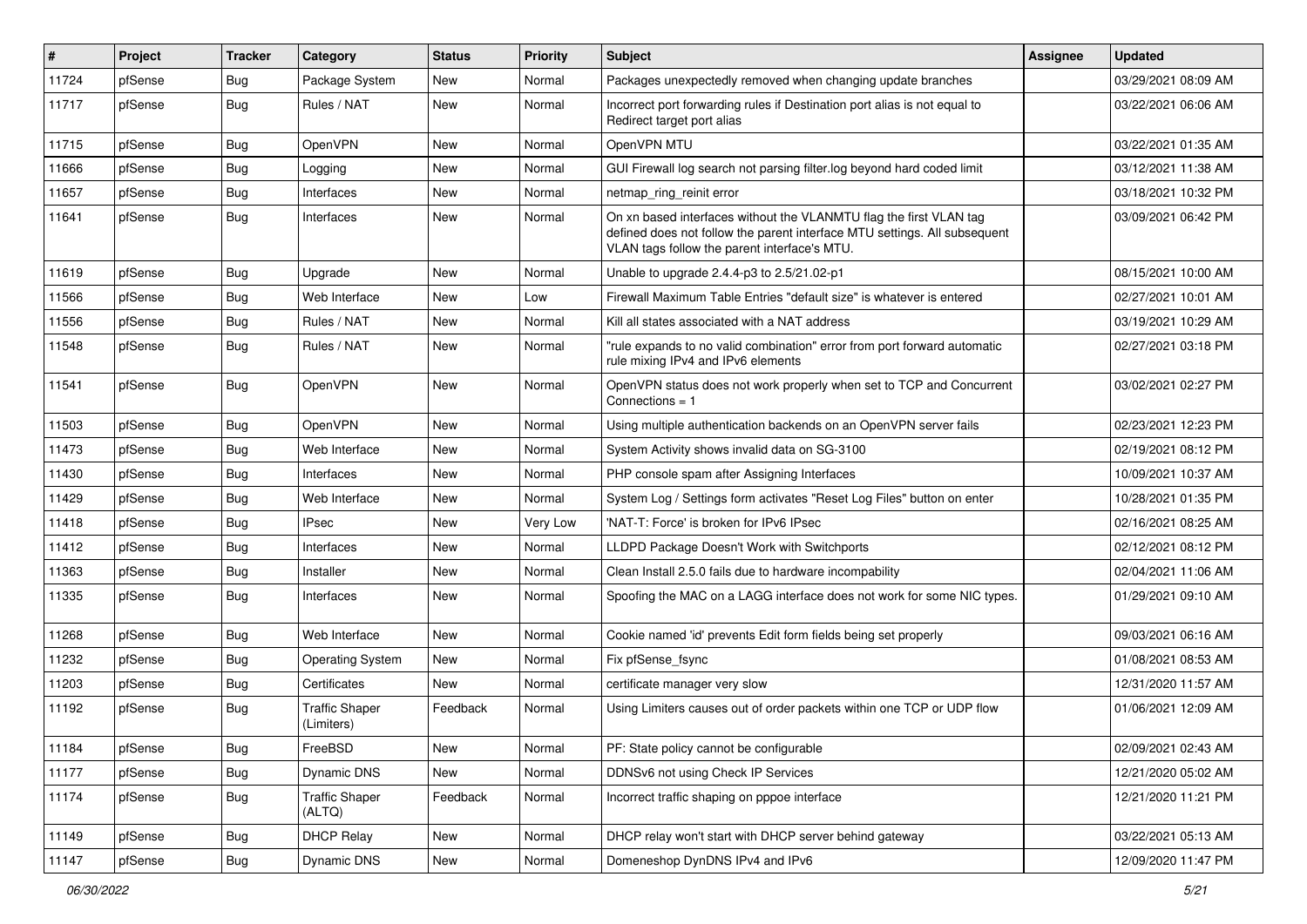| # | Project | Tracker | Category | Status | Priority | Subject | Assignee | Updated |
|---|---|---|---|---|---|---|---|---|
| 11724 | pfSense | Bug | Package System | New | Normal | Packages unexpectedly removed when changing update branches | | 03/29/2021 08:09 AM |
| 11717 | pfSense | Bug | Rules / NAT | New | Normal | Incorrect port forwarding rules if Destination port alias is not equal to Redirect target port alias | | 03/22/2021 06:06 AM |
| 11715 | pfSense | Bug | OpenVPN | New | Normal | OpenVPN MTU | | 03/22/2021 01:35 AM |
| 11666 | pfSense | Bug | Logging | New | Normal | GUI Firewall log search not parsing filter.log beyond hard coded limit | | 03/12/2021 11:38 AM |
| 11657 | pfSense | Bug | Interfaces | New | Normal | netmap_ring_reinit error | | 03/18/2021 10:32 PM |
| 11641 | pfSense | Bug | Interfaces | New | Normal | On xn based interfaces without the VLANMTU flag the first VLAN tag defined does not follow the parent interface MTU settings. All subsequent VLAN tags follow the parent interface's MTU. | | 03/09/2021 06:42 PM |
| 11619 | pfSense | Bug | Upgrade | New | Normal | Unable to upgrade 2.4.4-p3 to 2.5/21.02-p1 | | 08/15/2021 10:00 AM |
| 11566 | pfSense | Bug | Web Interface | New | Low | Firewall Maximum Table Entries "default size" is whatever is entered | | 02/27/2021 10:01 AM |
| 11556 | pfSense | Bug | Rules / NAT | New | Normal | Kill all states associated with a NAT address | | 03/19/2021 10:29 AM |
| 11548 | pfSense | Bug | Rules / NAT | New | Normal | "rule expands to no valid combination" error from port forward automatic rule mixing IPv4 and IPv6 elements | | 02/27/2021 03:18 PM |
| 11541 | pfSense | Bug | OpenVPN | New | Normal | OpenVPN status does not work properly when set to TCP and Concurrent Connections = 1 | | 03/02/2021 02:27 PM |
| 11503 | pfSense | Bug | OpenVPN | New | Normal | Using multiple authentication backends on an OpenVPN server fails | | 02/23/2021 12:23 PM |
| 11473 | pfSense | Bug | Web Interface | New | Normal | System Activity shows invalid data on SG-3100 | | 02/19/2021 08:12 PM |
| 11430 | pfSense | Bug | Interfaces | New | Normal | PHP console spam after Assigning Interfaces | | 10/09/2021 10:37 AM |
| 11429 | pfSense | Bug | Web Interface | New | Normal | System Log / Settings form activates "Reset Log Files" button on enter | | 10/28/2021 01:35 PM |
| 11418 | pfSense | Bug | IPsec | New | Very Low | 'NAT-T: Force' is broken for IPv6 IPsec | | 02/16/2021 08:25 AM |
| 11412 | pfSense | Bug | Interfaces | New | Normal | LLDPD Package Doesn't Work with Switchports | | 02/12/2021 08:12 PM |
| 11363 | pfSense | Bug | Installer | New | Normal | Clean Install 2.5.0 fails due to hardware incompability | | 02/04/2021 11:06 AM |
| 11335 | pfSense | Bug | Interfaces | New | Normal | Spoofing the MAC on a LAGG interface does not work for some NIC types. | | 01/29/2021 09:10 AM |
| 11268 | pfSense | Bug | Web Interface | New | Normal | Cookie named 'id' prevents Edit form fields being set properly | | 09/03/2021 06:16 AM |
| 11232 | pfSense | Bug | Operating System | New | Normal | Fix pfSense_fsync | | 01/08/2021 08:53 AM |
| 11203 | pfSense | Bug | Certificates | New | Normal | certificate manager very slow | | 12/31/2020 11:57 AM |
| 11192 | pfSense | Bug | Traffic Shaper (Limiters) | Feedback | Normal | Using Limiters causes out of order packets within one TCP or UDP flow | | 01/06/2021 12:09 AM |
| 11184 | pfSense | Bug | FreeBSD | New | Normal | PF: State policy cannot be configurable | | 02/09/2021 02:43 AM |
| 11177 | pfSense | Bug | Dynamic DNS | New | Normal | DDNSv6 not using Check IP Services | | 12/21/2020 05:02 AM |
| 11174 | pfSense | Bug | Traffic Shaper (ALTQ) | Feedback | Normal | Incorrect traffic shaping on pppoe interface | | 12/21/2020 11:21 PM |
| 11149 | pfSense | Bug | DHCP Relay | New | Normal | DHCP relay won't start with DHCP server behind gateway | | 03/22/2021 05:13 AM |
| 11147 | pfSense | Bug | Dynamic DNS | New | Normal | Domeneshop DynDNS IPv4 and IPv6 | | 12/09/2020 11:47 PM |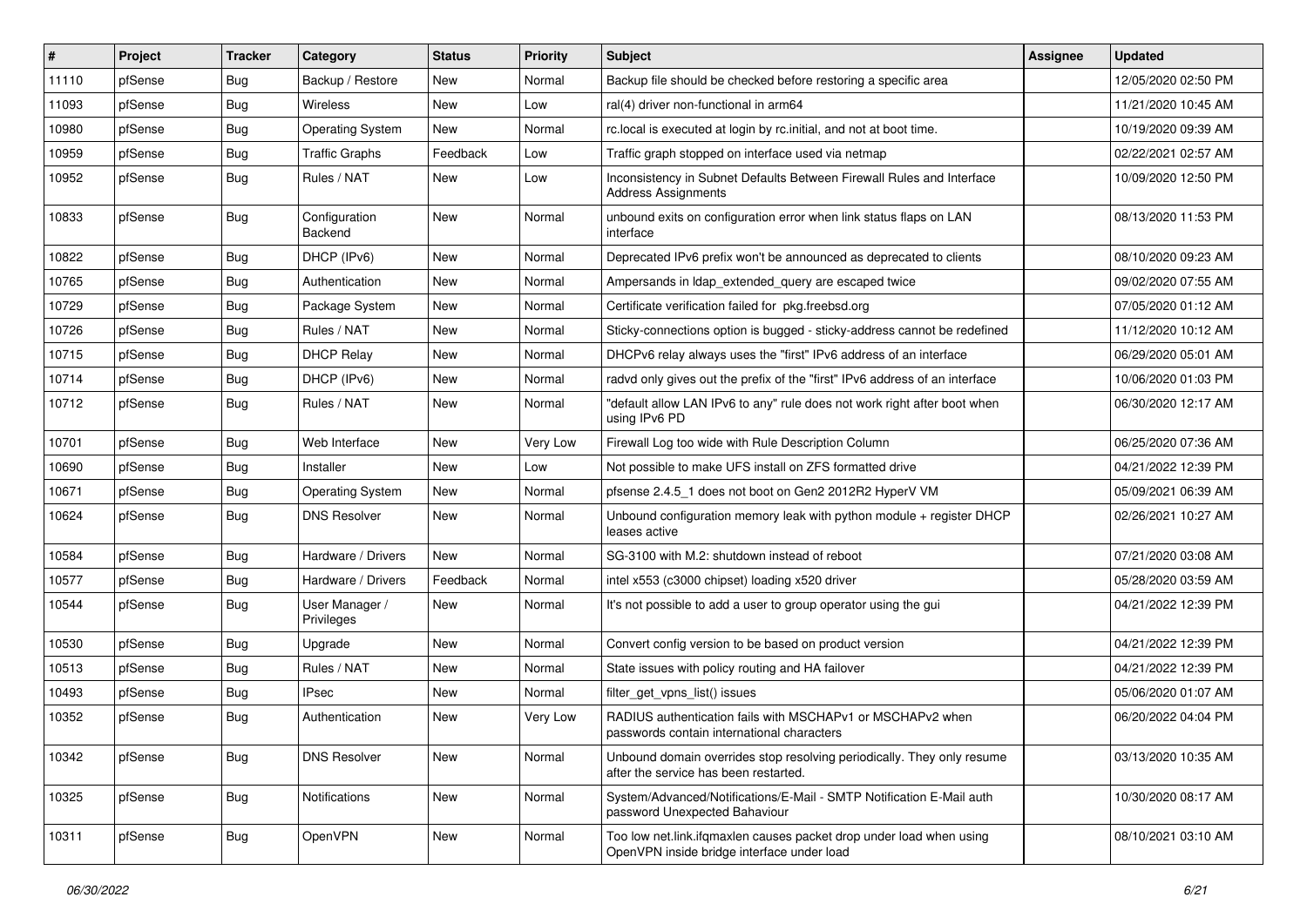| # | Project | Tracker | Category | Status | Priority | Subject | Assignee | Updated |
|---|---|---|---|---|---|---|---|---|
| 11110 | pfSense | Bug | Backup / Restore | New | Normal | Backup file should be checked before restoring a specific area | | 12/05/2020 02:50 PM |
| 11093 | pfSense | Bug | Wireless | New | Low | ral(4) driver non-functional in arm64 | | 11/21/2020 10:45 AM |
| 10980 | pfSense | Bug | Operating System | New | Normal | rc.local is executed at login by rc.initial, and not at boot time. | | 10/19/2020 09:39 AM |
| 10959 | pfSense | Bug | Traffic Graphs | Feedback | Low | Traffic graph stopped on interface used via netmap | | 02/22/2021 02:57 AM |
| 10952 | pfSense | Bug | Rules / NAT | New | Low | Inconsistency in Subnet Defaults Between Firewall Rules and Interface Address Assignments | | 10/09/2020 12:50 PM |
| 10833 | pfSense | Bug | Configuration Backend | New | Normal | unbound exits on configuration error when link status flaps on LAN interface | | 08/13/2020 11:53 PM |
| 10822 | pfSense | Bug | DHCP (IPv6) | New | Normal | Deprecated IPv6 prefix won't be announced as deprecated to clients | | 08/10/2020 09:23 AM |
| 10765 | pfSense | Bug | Authentication | New | Normal | Ampersands in ldap_extended_query are escaped twice | | 09/02/2020 07:55 AM |
| 10729 | pfSense | Bug | Package System | New | Normal | Certificate verification failed for pkg.freebsd.org | | 07/05/2020 01:12 AM |
| 10726 | pfSense | Bug | Rules / NAT | New | Normal | Sticky-connections option is bugged - sticky-address cannot be redefined | | 11/12/2020 10:12 AM |
| 10715 | pfSense | Bug | DHCP Relay | New | Normal | DHCPv6 relay always uses the "first" IPv6 address of an interface | | 06/29/2020 05:01 AM |
| 10714 | pfSense | Bug | DHCP (IPv6) | New | Normal | radvd only gives out the prefix of the "first" IPv6 address of an interface | | 10/06/2020 01:03 PM |
| 10712 | pfSense | Bug | Rules / NAT | New | Normal | "default allow LAN IPv6 to any" rule does not work right after boot when using IPv6 PD | | 06/30/2020 12:17 AM |
| 10701 | pfSense | Bug | Web Interface | New | Very Low | Firewall Log too wide with Rule Description Column | | 06/25/2020 07:36 AM |
| 10690 | pfSense | Bug | Installer | New | Low | Not possible to make UFS install on ZFS formatted drive | | 04/21/2022 12:39 PM |
| 10671 | pfSense | Bug | Operating System | New | Normal | pfsense 2.4.5_1 does not boot on Gen2 2012R2 HyperV VM | | 05/09/2021 06:39 AM |
| 10624 | pfSense | Bug | DNS Resolver | New | Normal | Unbound configuration memory leak with python module + register DHCP leases active | | 02/26/2021 10:27 AM |
| 10584 | pfSense | Bug | Hardware / Drivers | New | Normal | SG-3100 with M.2: shutdown instead of reboot | | 07/21/2020 03:08 AM |
| 10577 | pfSense | Bug | Hardware / Drivers | Feedback | Normal | intel x553 (c3000 chipset) loading x520 driver | | 05/28/2020 03:59 AM |
| 10544 | pfSense | Bug | User Manager / Privileges | New | Normal | It's not possible to add a user to group operator using the gui | | 04/21/2022 12:39 PM |
| 10530 | pfSense | Bug | Upgrade | New | Normal | Convert config version to be based on product version | | 04/21/2022 12:39 PM |
| 10513 | pfSense | Bug | Rules / NAT | New | Normal | State issues with policy routing and HA failover | | 04/21/2022 12:39 PM |
| 10493 | pfSense | Bug | IPsec | New | Normal | filter_get_vpns_list() issues | | 05/06/2020 01:07 AM |
| 10352 | pfSense | Bug | Authentication | New | Very Low | RADIUS authentication fails with MSCHAPv1 or MSCHAPv2 when passwords contain international characters | | 06/20/2022 04:04 PM |
| 10342 | pfSense | Bug | DNS Resolver | New | Normal | Unbound domain overrides stop resolving periodically. They only resume after the service has been restarted. | | 03/13/2020 10:35 AM |
| 10325 | pfSense | Bug | Notifications | New | Normal | System/Advanced/Notifications/E-Mail - SMTP Notification E-Mail auth password Unexpected Bahaviour | | 10/30/2020 08:17 AM |
| 10311 | pfSense | Bug | OpenVPN | New | Normal | Too low net.link.ifqmaxlen causes packet drop under load when using OpenVPN inside bridge interface under load | | 08/10/2021 03:10 AM |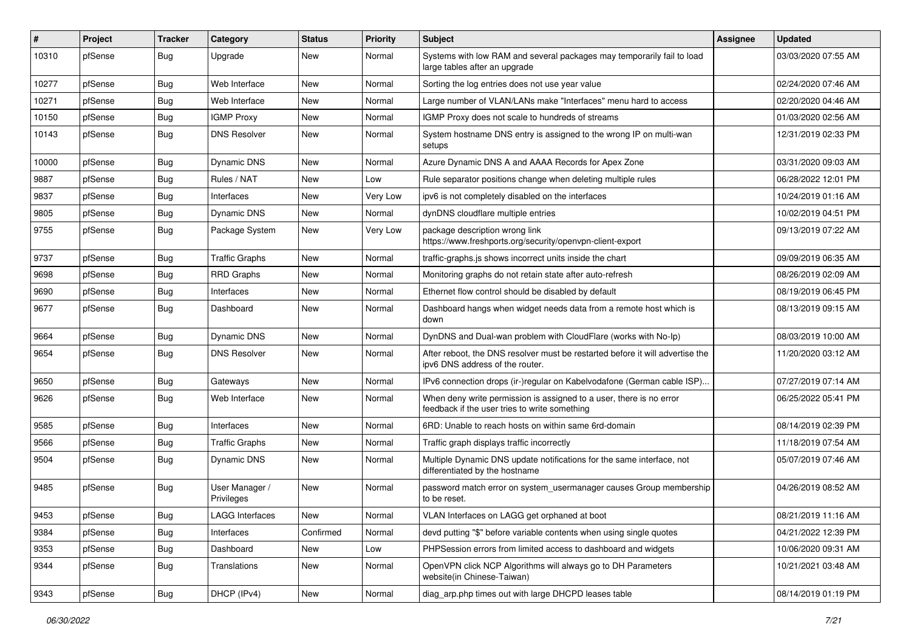| # | Project | Tracker | Category | Status | Priority | Subject | Assignee | Updated |
|---|---|---|---|---|---|---|---|---|
| 10310 | pfSense | Bug | Upgrade | New | Normal | Systems with low RAM and several packages may temporarily fail to load large tables after an upgrade | | 03/03/2020 07:55 AM |
| 10277 | pfSense | Bug | Web Interface | New | Normal | Sorting the log entries does not use year value | | 02/24/2020 07:46 AM |
| 10271 | pfSense | Bug | Web Interface | New | Normal | Large number of VLAN/LANs make "Interfaces" menu hard to access | | 02/20/2020 04:46 AM |
| 10150 | pfSense | Bug | IGMP Proxy | New | Normal | IGMP Proxy does not scale to hundreds of streams | | 01/03/2020 02:56 AM |
| 10143 | pfSense | Bug | DNS Resolver | New | Normal | System hostname DNS entry is assigned to the wrong IP on multi-wan setups | | 12/31/2019 02:33 PM |
| 10000 | pfSense | Bug | Dynamic DNS | New | Normal | Azure Dynamic DNS A and AAAA Records for Apex Zone | | 03/31/2020 09:03 AM |
| 9887 | pfSense | Bug | Rules / NAT | New | Low | Rule separator positions change when deleting multiple rules | | 06/28/2022 12:01 PM |
| 9837 | pfSense | Bug | Interfaces | New | Very Low | ipv6 is not completely disabled on the interfaces | | 10/24/2019 01:16 AM |
| 9805 | pfSense | Bug | Dynamic DNS | New | Normal | dynDNS cloudflare multiple entries | | 10/02/2019 04:51 PM |
| 9755 | pfSense | Bug | Package System | New | Very Low | package description wrong link https://www.freshports.org/security/openvpn-client-export | | 09/13/2019 07:22 AM |
| 9737 | pfSense | Bug | Traffic Graphs | New | Normal | traffic-graphs.js shows incorrect units inside the chart | | 09/09/2019 06:35 AM |
| 9698 | pfSense | Bug | RRD Graphs | New | Normal | Monitoring graphs do not retain state after auto-refresh | | 08/26/2019 02:09 AM |
| 9690 | pfSense | Bug | Interfaces | New | Normal | Ethernet flow control should be disabled by default | | 08/19/2019 06:45 PM |
| 9677 | pfSense | Bug | Dashboard | New | Normal | Dashboard hangs when widget needs data from a remote host which is down | | 08/13/2019 09:15 AM |
| 9664 | pfSense | Bug | Dynamic DNS | New | Normal | DynDNS and Dual-wan problem with CloudFlare (works with No-Ip) | | 08/03/2019 10:00 AM |
| 9654 | pfSense | Bug | DNS Resolver | New | Normal | After reboot, the DNS resolver must be restarted before it will advertise the ipv6 DNS address of the router. | | 11/20/2020 03:12 AM |
| 9650 | pfSense | Bug | Gateways | New | Normal | IPv6 connection drops (ir-)regular on Kabelvodafone (German cable ISP)... | | 07/27/2019 07:14 AM |
| 9626 | pfSense | Bug | Web Interface | New | Normal | When deny write permission is assigned to a user, there is no error feedback if the user tries to write something | | 06/25/2022 05:41 PM |
| 9585 | pfSense | Bug | Interfaces | New | Normal | 6RD: Unable to reach hosts on within same 6rd-domain | | 08/14/2019 02:39 PM |
| 9566 | pfSense | Bug | Traffic Graphs | New | Normal | Traffic graph displays traffic incorrectly | | 11/18/2019 07:54 AM |
| 9504 | pfSense | Bug | Dynamic DNS | New | Normal | Multiple Dynamic DNS update notifications for the same interface, not differentiated by the hostname | | 05/07/2019 07:46 AM |
| 9485 | pfSense | Bug | User Manager / Privileges | New | Normal | password match error on system_usermanager causes Group membership to be reset. | | 04/26/2019 08:52 AM |
| 9453 | pfSense | Bug | LAGG Interfaces | New | Normal | VLAN Interfaces on LAGG get orphaned at boot | | 08/21/2019 11:16 AM |
| 9384 | pfSense | Bug | Interfaces | Confirmed | Normal | devd putting "$" before variable contents when using single quotes | | 04/21/2022 12:39 PM |
| 9353 | pfSense | Bug | Dashboard | New | Low | PHPSession errors from limited access to dashboard and widgets | | 10/06/2020 09:31 AM |
| 9344 | pfSense | Bug | Translations | New | Normal | OpenVPN click NCP Algorithms will always go to DH Parameters website(in Chinese-Taiwan) | | 10/21/2021 03:48 AM |
| 9343 | pfSense | Bug | DHCP (IPv4) | New | Normal | diag_arp.php times out with large DHCPD leases table | | 08/14/2019 01:19 PM |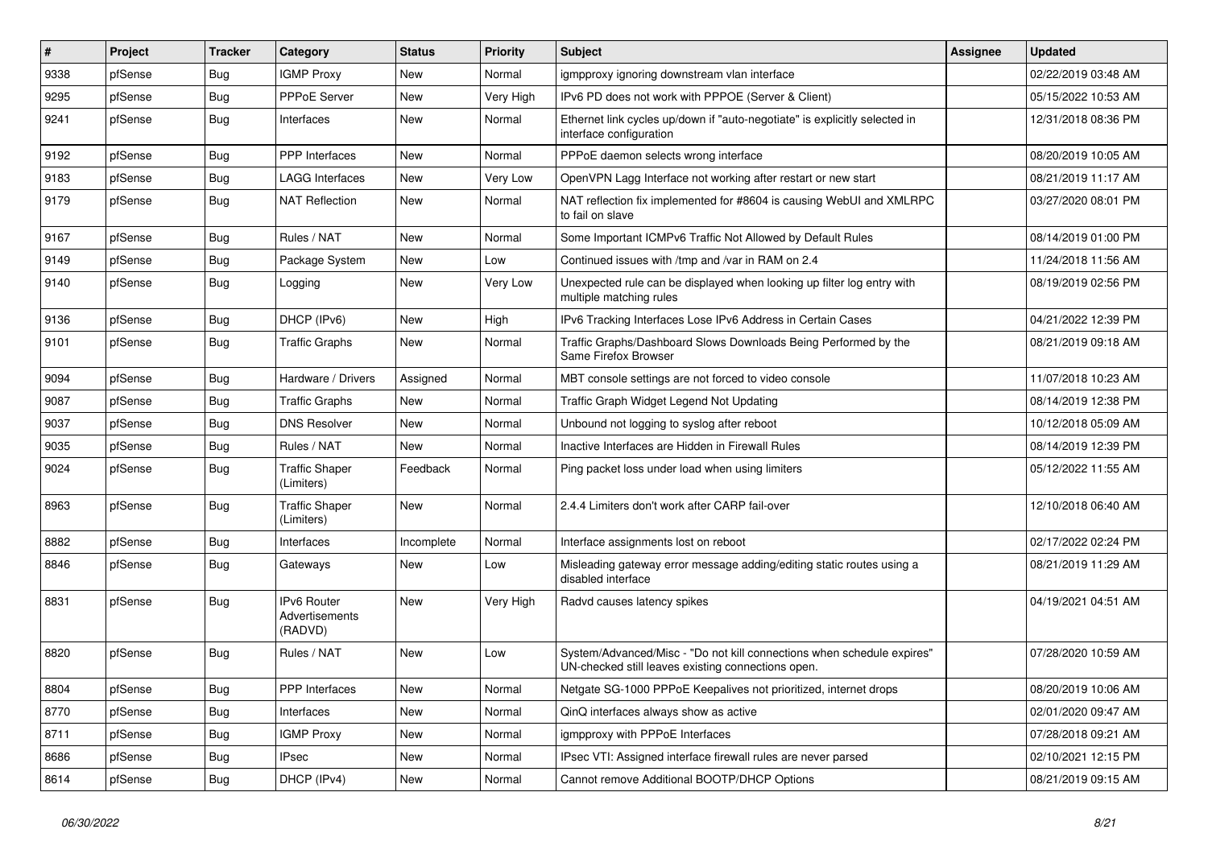| # | Project | Tracker | Category | Status | Priority | Subject | Assignee | Updated |
|---|---|---|---|---|---|---|---|---|
| 9338 | pfSense | Bug | IGMP Proxy | New | Normal | igmpproxy ignoring downstream vlan interface | | 02/22/2019 03:48 AM |
| 9295 | pfSense | Bug | PPPoE Server | New | Very High | IPv6 PD does not work with PPPOE (Server & Client) | | 05/15/2022 10:53 AM |
| 9241 | pfSense | Bug | Interfaces | New | Normal | Ethernet link cycles up/down if "auto-negotiate" is explicitly selected in interface configuration | | 12/31/2018 08:36 PM |
| 9192 | pfSense | Bug | PPP Interfaces | New | Normal | PPPoE daemon selects wrong interface | | 08/20/2019 10:05 AM |
| 9183 | pfSense | Bug | LAGG Interfaces | New | Very Low | OpenVPN Lagg Interface not working after restart or new start | | 08/21/2019 11:17 AM |
| 9179 | pfSense | Bug | NAT Reflection | New | Normal | NAT reflection fix implemented for #8604 is causing WebUI and XMLRPC to fail on slave | | 03/27/2020 08:01 PM |
| 9167 | pfSense | Bug | Rules / NAT | New | Normal | Some Important ICMPv6 Traffic Not Allowed by Default Rules | | 08/14/2019 01:00 PM |
| 9149 | pfSense | Bug | Package System | New | Low | Continued issues with /tmp and /var in RAM on 2.4 | | 11/24/2018 11:56 AM |
| 9140 | pfSense | Bug | Logging | New | Very Low | Unexpected rule can be displayed when looking up filter log entry with multiple matching rules | | 08/19/2019 02:56 PM |
| 9136 | pfSense | Bug | DHCP (IPv6) | New | High | IPv6 Tracking Interfaces Lose IPv6 Address in Certain Cases | | 04/21/2022 12:39 PM |
| 9101 | pfSense | Bug | Traffic Graphs | New | Normal | Traffic Graphs/Dashboard Slows Downloads Being Performed by the Same Firefox Browser | | 08/21/2019 09:18 AM |
| 9094 | pfSense | Bug | Hardware / Drivers | Assigned | Normal | MBT console settings are not forced to video console | | 11/07/2018 10:23 AM |
| 9087 | pfSense | Bug | Traffic Graphs | New | Normal | Traffic Graph Widget Legend Not Updating | | 08/14/2019 12:38 PM |
| 9037 | pfSense | Bug | DNS Resolver | New | Normal | Unbound not logging to syslog after reboot | | 10/12/2018 05:09 AM |
| 9035 | pfSense | Bug | Rules / NAT | New | Normal | Inactive Interfaces are Hidden in Firewall Rules | | 08/14/2019 12:39 PM |
| 9024 | pfSense | Bug | Traffic Shaper (Limiters) | Feedback | Normal | Ping packet loss under load when using limiters | | 05/12/2022 11:55 AM |
| 8963 | pfSense | Bug | Traffic Shaper (Limiters) | New | Normal | 2.4.4 Limiters don't work after CARP fail-over | | 12/10/2018 06:40 AM |
| 8882 | pfSense | Bug | Interfaces | Incomplete | Normal | Interface assignments lost on reboot | | 02/17/2022 02:24 PM |
| 8846 | pfSense | Bug | Gateways | New | Low | Misleading gateway error message adding/editing static routes using a disabled interface | | 08/21/2019 11:29 AM |
| 8831 | pfSense | Bug | IPv6 Router Advertisements (RADVD) | New | Very High | Radvd causes latency spikes | | 04/19/2021 04:51 AM |
| 8820 | pfSense | Bug | Rules / NAT | New | Low | System/Advanced/Misc - "Do not kill connections when schedule expires" UN-checked still leaves existing connections open. | | 07/28/2020 10:59 AM |
| 8804 | pfSense | Bug | PPP Interfaces | New | Normal | Netgate SG-1000 PPPoE Keepalives not prioritized, internet drops | | 08/20/2019 10:06 AM |
| 8770 | pfSense | Bug | Interfaces | New | Normal | QinQ interfaces always show as active | | 02/01/2020 09:47 AM |
| 8711 | pfSense | Bug | IGMP Proxy | New | Normal | igmpproxy with PPPoE Interfaces | | 07/28/2018 09:21 AM |
| 8686 | pfSense | Bug | IPsec | New | Normal | IPsec VTI: Assigned interface firewall rules are never parsed | | 02/10/2021 12:15 PM |
| 8614 | pfSense | Bug | DHCP (IPv4) | New | Normal | Cannot remove Additional BOOTP/DHCP Options | | 08/21/2019 09:15 AM |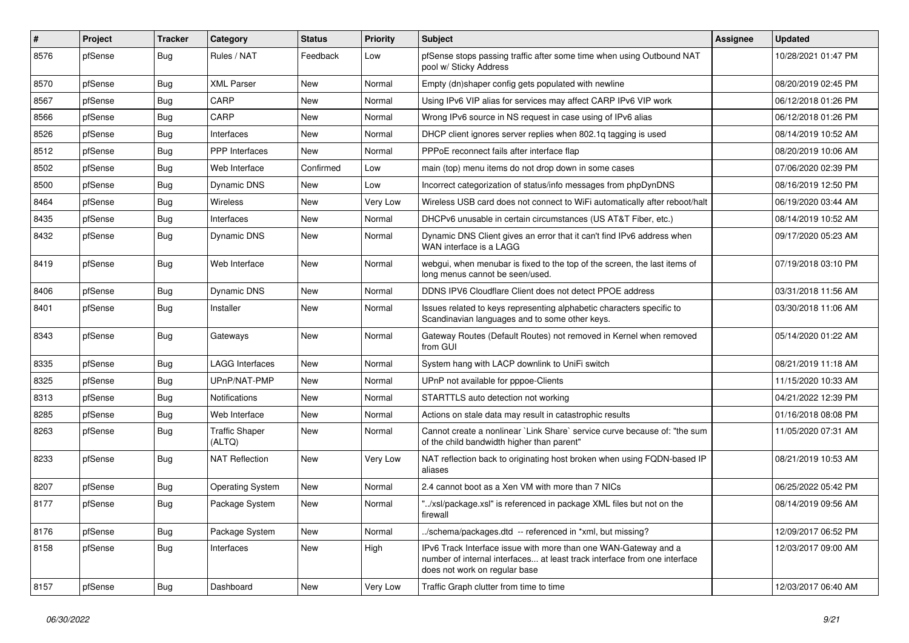| # | Project | Tracker | Category | Status | Priority | Subject | Assignee | Updated |
|---|---|---|---|---|---|---|---|---|
| 8576 | pfSense | Bug | Rules / NAT | Feedback | Low | pfSense stops passing traffic after some time when using Outbound NAT pool w/ Sticky Address | | 10/28/2021 01:47 PM |
| 8570 | pfSense | Bug | XML Parser | New | Normal | Empty (dn)shaper config gets populated with newline | | 08/20/2019 02:45 PM |
| 8567 | pfSense | Bug | CARP | New | Normal | Using IPv6 VIP alias for services may affect CARP IPv6 VIP work | | 06/12/2018 01:26 PM |
| 8566 | pfSense | Bug | CARP | New | Normal | Wrong IPv6 source in NS request in case using of IPv6 alias | | 06/12/2018 01:26 PM |
| 8526 | pfSense | Bug | Interfaces | New | Normal | DHCP client ignores server replies when 802.1q tagging is used | | 08/14/2019 10:52 AM |
| 8512 | pfSense | Bug | PPP Interfaces | New | Normal | PPPoE reconnect fails after interface flap | | 08/20/2019 10:06 AM |
| 8502 | pfSense | Bug | Web Interface | Confirmed | Low | main (top) menu items do not drop down in some cases | | 07/06/2020 02:39 PM |
| 8500 | pfSense | Bug | Dynamic DNS | New | Low | Incorrect categorization of status/info messages from phpDynDNS | | 08/16/2019 12:50 PM |
| 8464 | pfSense | Bug | Wireless | New | Very Low | Wireless USB card does not connect to WiFi automatically after reboot/halt | | 06/19/2020 03:44 AM |
| 8435 | pfSense | Bug | Interfaces | New | Normal | DHCPv6 unusable in certain circumstances (US AT&T Fiber, etc.) | | 08/14/2019 10:52 AM |
| 8432 | pfSense | Bug | Dynamic DNS | New | Normal | Dynamic DNS Client gives an error that it can't find IPv6 address when WAN interface is a LAGG | | 09/17/2020 05:23 AM |
| 8419 | pfSense | Bug | Web Interface | New | Normal | webgui, when menubar is fixed to the top of the screen, the last items of long menus cannot be seen/used. | | 07/19/2018 03:10 PM |
| 8406 | pfSense | Bug | Dynamic DNS | New | Normal | DDNS IPV6 Cloudflare Client does not detect PPOE address | | 03/31/2018 11:56 AM |
| 8401 | pfSense | Bug | Installer | New | Normal | Issues related to keys representing alphabetic characters specific to Scandinavian languages and to some other keys. | | 03/30/2018 11:06 AM |
| 8343 | pfSense | Bug | Gateways | New | Normal | Gateway Routes (Default Routes) not removed in Kernel when removed from GUI | | 05/14/2020 01:22 AM |
| 8335 | pfSense | Bug | LAGG Interfaces | New | Normal | System hang with LACP downlink to UniFi switch | | 08/21/2019 11:18 AM |
| 8325 | pfSense | Bug | UPnP/NAT-PMP | New | Normal | UPnP not available for pppoe-Clients | | 11/15/2020 10:33 AM |
| 8313 | pfSense | Bug | Notifications | New | Normal | STARTTLS auto detection not working | | 04/21/2022 12:39 PM |
| 8285 | pfSense | Bug | Web Interface | New | Normal | Actions on stale data may result in catastrophic results | | 01/16/2018 08:08 PM |
| 8263 | pfSense | Bug | Traffic Shaper (ALTQ) | New | Normal | Cannot create a nonlinear `Link Share` service curve because of: "the sum of the child bandwidth higher than parent" | | 11/05/2020 07:31 AM |
| 8233 | pfSense | Bug | NAT Reflection | New | Very Low | NAT reflection back to originating host broken when using FQDN-based IP aliases | | 08/21/2019 10:53 AM |
| 8207 | pfSense | Bug | Operating System | New | Normal | 2.4 cannot boot as a Xen VM with more than 7 NICs | | 06/25/2022 05:42 PM |
| 8177 | pfSense | Bug | Package System | New | Normal | "../xsl/package.xsl" is referenced in package XML files but not on the firewall | | 08/14/2019 09:56 AM |
| 8176 | pfSense | Bug | Package System | New | Normal | ../schema/packages.dtd -- referenced in *xml, but missing? | | 12/09/2017 06:52 PM |
| 8158 | pfSense | Bug | Interfaces | New | High | IPv6 Track Interface issue with more than one WAN-Gateway and a number of internal interfaces... at least track interface from one interface does not work on regular base | | 12/03/2017 09:00 AM |
| 8157 | pfSense | Bug | Dashboard | New | Very Low | Traffic Graph clutter from time to time | | 12/03/2017 06:40 AM |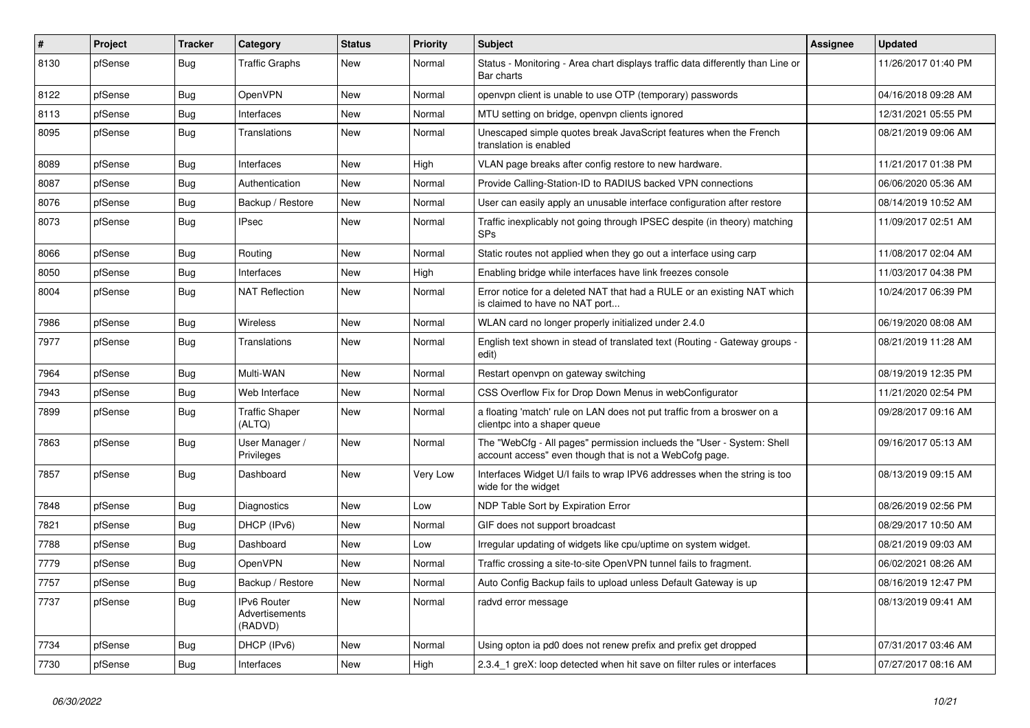| # | Project | Tracker | Category | Status | Priority | Subject | Assignee | Updated |
|---|---|---|---|---|---|---|---|---|
| 8130 | pfSense | Bug | Traffic Graphs | New | Normal | Status - Monitoring - Area chart displays traffic data differently than Line or Bar charts | | 11/26/2017 01:40 PM |
| 8122 | pfSense | Bug | OpenVPN | New | Normal | openvpn client is unable to use OTP (temporary) passwords | | 04/16/2018 09:28 AM |
| 8113 | pfSense | Bug | Interfaces | New | Normal | MTU setting on bridge, openvpn clients ignored | | 12/31/2021 05:55 PM |
| 8095 | pfSense | Bug | Translations | New | Normal | Unescaped simple quotes break JavaScript features when the French translation is enabled | | 08/21/2019 09:06 AM |
| 8089 | pfSense | Bug | Interfaces | New | High | VLAN page breaks after config restore to new hardware. | | 11/21/2017 01:38 PM |
| 8087 | pfSense | Bug | Authentication | New | Normal | Provide Calling-Station-ID to RADIUS backed VPN connections | | 06/06/2020 05:36 AM |
| 8076 | pfSense | Bug | Backup / Restore | New | Normal | User can easily apply an unusable interface configuration after restore | | 08/14/2019 10:52 AM |
| 8073 | pfSense | Bug | IPsec | New | Normal | Traffic inexplicably not going through IPSEC despite (in theory) matching SPs | | 11/09/2017 02:51 AM |
| 8066 | pfSense | Bug | Routing | New | Normal | Static routes not applied when they go out a interface using carp | | 11/08/2017 02:04 AM |
| 8050 | pfSense | Bug | Interfaces | New | High | Enabling bridge while interfaces have link freezes console | | 11/03/2017 04:38 PM |
| 8004 | pfSense | Bug | NAT Reflection | New | Normal | Error notice for a deleted NAT that had a RULE or an existing NAT which is claimed to have no NAT port... | | 10/24/2017 06:39 PM |
| 7986 | pfSense | Bug | Wireless | New | Normal | WLAN card no longer properly initialized under 2.4.0 | | 06/19/2020 08:08 AM |
| 7977 | pfSense | Bug | Translations | New | Normal | English text shown in stead of translated text (Routing - Gateway groups - edit) | | 08/21/2019 11:28 AM |
| 7964 | pfSense | Bug | Multi-WAN | New | Normal | Restart openvpn on gateway switching | | 08/19/2019 12:35 PM |
| 7943 | pfSense | Bug | Web Interface | New | Normal | CSS Overflow Fix for Drop Down Menus in webConfigurator | | 11/21/2020 02:54 PM |
| 7899 | pfSense | Bug | Traffic Shaper (ALTQ) | New | Normal | a floating 'match' rule on LAN does not put traffic from a broswer on a clientpc into a shaper queue | | 09/28/2017 09:16 AM |
| 7863 | pfSense | Bug | User Manager / Privileges | New | Normal | The "WebCfg - All pages" permission inclueds the "User - System: Shell account access" even though that is not a WebCofg page. | | 09/16/2017 05:13 AM |
| 7857 | pfSense | Bug | Dashboard | New | Very Low | Interfaces Widget U/I fails to wrap IPV6 addresses when the string is too wide for the widget | | 08/13/2019 09:15 AM |
| 7848 | pfSense | Bug | Diagnostics | New | Low | NDP Table Sort by Expiration Error | | 08/26/2019 02:56 PM |
| 7821 | pfSense | Bug | DHCP (IPv6) | New | Normal | GIF does not support broadcast | | 08/29/2017 10:50 AM |
| 7788 | pfSense | Bug | Dashboard | New | Low | Irregular updating of widgets like cpu/uptime on system widget. | | 08/21/2019 09:03 AM |
| 7779 | pfSense | Bug | OpenVPN | New | Normal | Traffic crossing a site-to-site OpenVPN tunnel fails to fragment. | | 06/02/2021 08:26 AM |
| 7757 | pfSense | Bug | Backup / Restore | New | Normal | Auto Config Backup fails to upload unless Default Gateway is up | | 08/16/2019 12:47 PM |
| 7737 | pfSense | Bug | IPv6 Router Advertisements (RADVD) | New | Normal | radvd error message | | 08/13/2019 09:41 AM |
| 7734 | pfSense | Bug | DHCP (IPv6) | New | Normal | Using opton ia pd0 does not renew prefix and prefix get dropped | | 07/31/2017 03:46 AM |
| 7730 | pfSense | Bug | Interfaces | New | High | 2.3.4_1 greX: loop detected when hit save on filter rules or interfaces | | 07/27/2017 08:16 AM |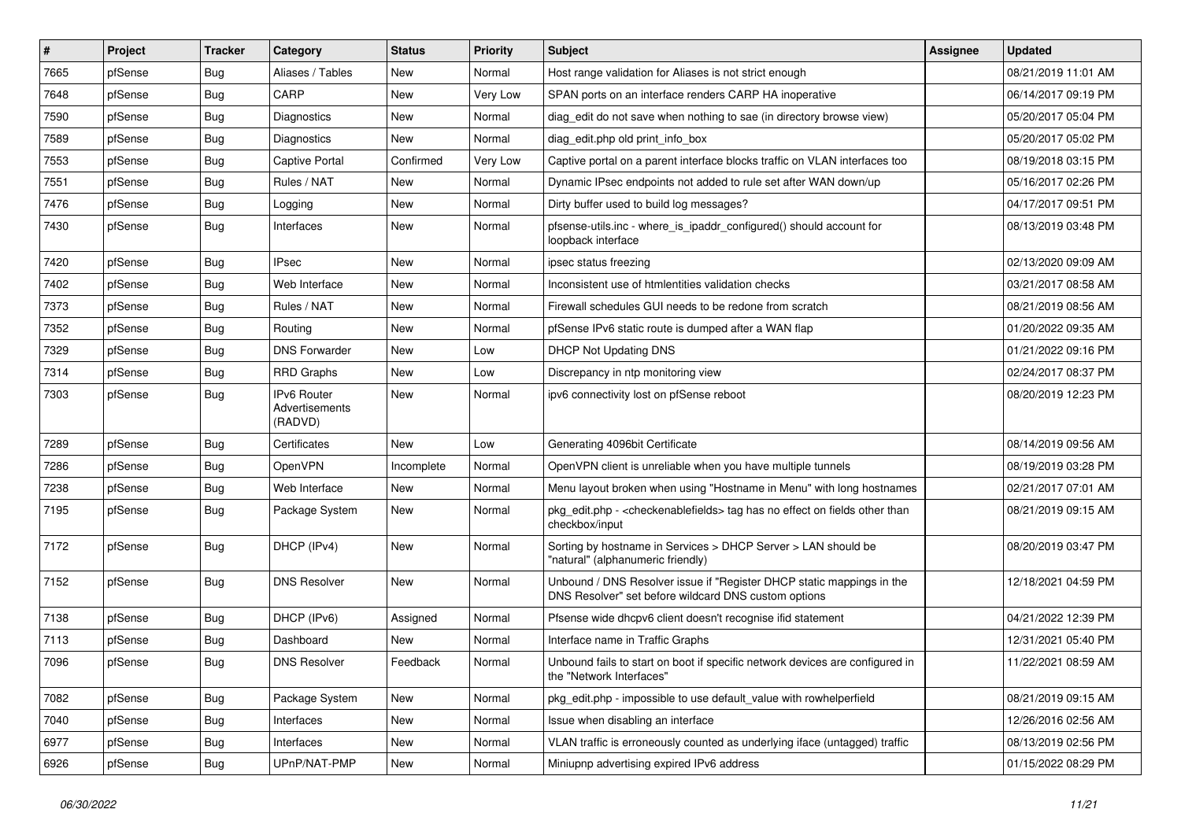| # | Project | Tracker | Category | Status | Priority | Subject | Assignee | Updated |
|---|---|---|---|---|---|---|---|---|
| 7665 | pfSense | Bug | Aliases / Tables | New | Normal | Host range validation for Aliases is not strict enough | | 08/21/2019 11:01 AM |
| 7648 | pfSense | Bug | CARP | New | Very Low | SPAN ports on an interface renders CARP HA inoperative | | 06/14/2017 09:19 PM |
| 7590 | pfSense | Bug | Diagnostics | New | Normal | diag_edit do not save when nothing to sae (in directory browse view) | | 05/20/2017 05:04 PM |
| 7589 | pfSense | Bug | Diagnostics | New | Normal | diag_edit.php old print_info_box | | 05/20/2017 05:02 PM |
| 7553 | pfSense | Bug | Captive Portal | Confirmed | Very Low | Captive portal on a parent interface blocks traffic on VLAN interfaces too | | 08/19/2018 03:15 PM |
| 7551 | pfSense | Bug | Rules / NAT | New | Normal | Dynamic IPsec endpoints not added to rule set after WAN down/up | | 05/16/2017 02:26 PM |
| 7476 | pfSense | Bug | Logging | New | Normal | Dirty buffer used to build log messages? | | 04/17/2017 09:51 PM |
| 7430 | pfSense | Bug | Interfaces | New | Normal | pfsense-utils.inc - where_is_ipaddr_configured() should account for loopback interface | | 08/13/2019 03:48 PM |
| 7420 | pfSense | Bug | IPsec | New | Normal | ipsec status freezing | | 02/13/2020 09:09 AM |
| 7402 | pfSense | Bug | Web Interface | New | Normal | Inconsistent use of htmlentities validation checks | | 03/21/2017 08:58 AM |
| 7373 | pfSense | Bug | Rules / NAT | New | Normal | Firewall schedules GUI needs to be redone from scratch | | 08/21/2019 08:56 AM |
| 7352 | pfSense | Bug | Routing | New | Normal | pfSense IPv6 static route is dumped after a WAN flap | | 01/20/2022 09:35 AM |
| 7329 | pfSense | Bug | DNS Forwarder | New | Low | DHCP Not Updating DNS | | 01/21/2022 09:16 PM |
| 7314 | pfSense | Bug | RRD Graphs | New | Low | Discrepancy in ntp monitoring view | | 02/24/2017 08:37 PM |
| 7303 | pfSense | Bug | IPv6 Router Advertisements (RADVD) | New | Normal | ipv6 connectivity lost on pfSense reboot | | 08/20/2019 12:23 PM |
| 7289 | pfSense | Bug | Certificates | New | Low | Generating 4096bit Certificate | | 08/14/2019 09:56 AM |
| 7286 | pfSense | Bug | OpenVPN | Incomplete | Normal | OpenVPN client is unreliable when you have multiple tunnels | | 08/19/2019 03:28 PM |
| 7238 | pfSense | Bug | Web Interface | New | Normal | Menu layout broken when using "Hostname in Menu" with long hostnames | | 02/21/2017 07:01 AM |
| 7195 | pfSense | Bug | Package System | New | Normal | pkg_edit.php - <checkenablefields> tag has no effect on fields other than checkbox/input | | 08/21/2019 09:15 AM |
| 7172 | pfSense | Bug | DHCP (IPv4) | New | Normal | Sorting by hostname in Services > DHCP Server > LAN should be "natural" (alphanumeric friendly) | | 08/20/2019 03:47 PM |
| 7152 | pfSense | Bug | DNS Resolver | New | Normal | Unbound / DNS Resolver issue if "Register DHCP static mappings in the DNS Resolver" set before wildcard DNS custom options | | 12/18/2021 04:59 PM |
| 7138 | pfSense | Bug | DHCP (IPv6) | Assigned | Normal | Pfsense wide dhcpv6 client doesn't recognise ifid statement | | 04/21/2022 12:39 PM |
| 7113 | pfSense | Bug | Dashboard | New | Normal | Interface name in Traffic Graphs | | 12/31/2021 05:40 PM |
| 7096 | pfSense | Bug | DNS Resolver | Feedback | Normal | Unbound fails to start on boot if specific network devices are configured in the "Network Interfaces" | | 11/22/2021 08:59 AM |
| 7082 | pfSense | Bug | Package System | New | Normal | pkg_edit.php - impossible to use default_value with rowhelperfield | | 08/21/2019 09:15 AM |
| 7040 | pfSense | Bug | Interfaces | New | Normal | Issue when disabling an interface | | 12/26/2016 02:56 AM |
| 6977 | pfSense | Bug | Interfaces | New | Normal | VLAN traffic is erroneously counted as underlying iface (untagged) traffic | | 08/13/2019 02:56 PM |
| 6926 | pfSense | Bug | UPnP/NAT-PMP | New | Normal | Miniupnp advertising expired IPv6 address | | 01/15/2022 08:29 PM |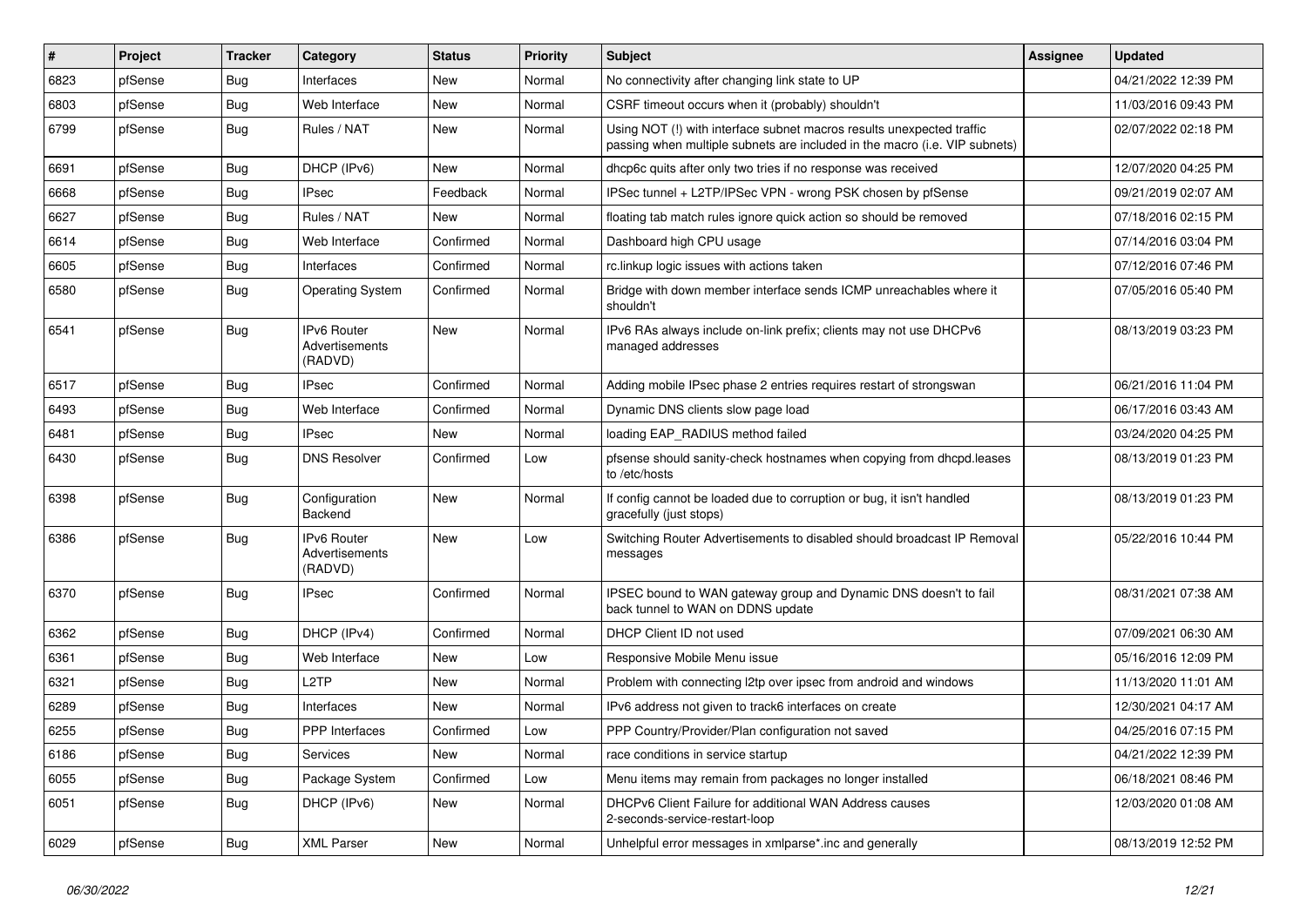| # | Project | Tracker | Category | Status | Priority | Subject | Assignee | Updated |
|---|---|---|---|---|---|---|---|---|
| 6823 | pfSense | Bug | Interfaces | New | Normal | No connectivity after changing link state to UP | | 04/21/2022 12:39 PM |
| 6803 | pfSense | Bug | Web Interface | New | Normal | CSRF timeout occurs when it (probably) shouldn't | | 11/03/2016 09:43 PM |
| 6799 | pfSense | Bug | Rules / NAT | New | Normal | Using NOT (!) with interface subnet macros results unexpected traffic passing when multiple subnets are included in the macro (i.e. VIP subnets) | | 02/07/2022 02:18 PM |
| 6691 | pfSense | Bug | DHCP (IPv6) | New | Normal | dhcp6c quits after only two tries if no response was received | | 12/07/2020 04:25 PM |
| 6668 | pfSense | Bug | IPsec | Feedback | Normal | IPSec tunnel + L2TP/IPSec VPN - wrong PSK chosen by pfSense | | 09/21/2019 02:07 AM |
| 6627 | pfSense | Bug | Rules / NAT | New | Normal | floating tab match rules ignore quick action so should be removed | | 07/18/2016 02:15 PM |
| 6614 | pfSense | Bug | Web Interface | Confirmed | Normal | Dashboard high CPU usage | | 07/14/2016 03:04 PM |
| 6605 | pfSense | Bug | Interfaces | Confirmed | Normal | rc.linkup logic issues with actions taken | | 07/12/2016 07:46 PM |
| 6580 | pfSense | Bug | Operating System | Confirmed | Normal | Bridge with down member interface sends ICMP unreachables where it shouldn't | | 07/05/2016 05:40 PM |
| 6541 | pfSense | Bug | IPv6 Router Advertisements (RADVD) | New | Normal | IPv6 RAs always include on-link prefix; clients may not use DHCPv6 managed addresses | | 08/13/2019 03:23 PM |
| 6517 | pfSense | Bug | IPsec | Confirmed | Normal | Adding mobile IPsec phase 2 entries requires restart of strongswan | | 06/21/2016 11:04 PM |
| 6493 | pfSense | Bug | Web Interface | Confirmed | Normal | Dynamic DNS clients slow page load | | 06/17/2016 03:43 AM |
| 6481 | pfSense | Bug | IPsec | New | Normal | loading EAP_RADIUS method failed | | 03/24/2020 04:25 PM |
| 6430 | pfSense | Bug | DNS Resolver | Confirmed | Low | pfsense should sanity-check hostnames when copying from dhcpd.leases to /etc/hosts | | 08/13/2019 01:23 PM |
| 6398 | pfSense | Bug | Configuration Backend | New | Normal | If config cannot be loaded due to corruption or bug, it isn't handled gracefully (just stops) | | 08/13/2019 01:23 PM |
| 6386 | pfSense | Bug | IPv6 Router Advertisements (RADVD) | New | Low | Switching Router Advertisements to disabled should broadcast IP Removal messages | | 05/22/2016 10:44 PM |
| 6370 | pfSense | Bug | IPsec | Confirmed | Normal | IPSEC bound to WAN gateway group and Dynamic DNS doesn't to fail back tunnel to WAN on DDNS update | | 08/31/2021 07:38 AM |
| 6362 | pfSense | Bug | DHCP (IPv4) | Confirmed | Normal | DHCP Client ID not used | | 07/09/2021 06:30 AM |
| 6361 | pfSense | Bug | Web Interface | New | Low | Responsive Mobile Menu issue | | 05/16/2016 12:09 PM |
| 6321 | pfSense | Bug | L2TP | New | Normal | Problem with connecting l2tp over ipsec from android and windows | | 11/13/2020 11:01 AM |
| 6289 | pfSense | Bug | Interfaces | New | Normal | IPv6 address not given to track6 interfaces on create | | 12/30/2021 04:17 AM |
| 6255 | pfSense | Bug | PPP Interfaces | Confirmed | Low | PPP Country/Provider/Plan configuration not saved | | 04/25/2016 07:15 PM |
| 6186 | pfSense | Bug | Services | New | Normal | race conditions in service startup | | 04/21/2022 12:39 PM |
| 6055 | pfSense | Bug | Package System | Confirmed | Low | Menu items may remain from packages no longer installed | | 06/18/2021 08:46 PM |
| 6051 | pfSense | Bug | DHCP (IPv6) | New | Normal | DHCPv6 Client Failure for additional WAN Address causes 2-seconds-service-restart-loop | | 12/03/2020 01:08 AM |
| 6029 | pfSense | Bug | XML Parser | New | Normal | Unhelpful error messages in xmlparse*.inc and generally | | 08/13/2019 12:52 PM |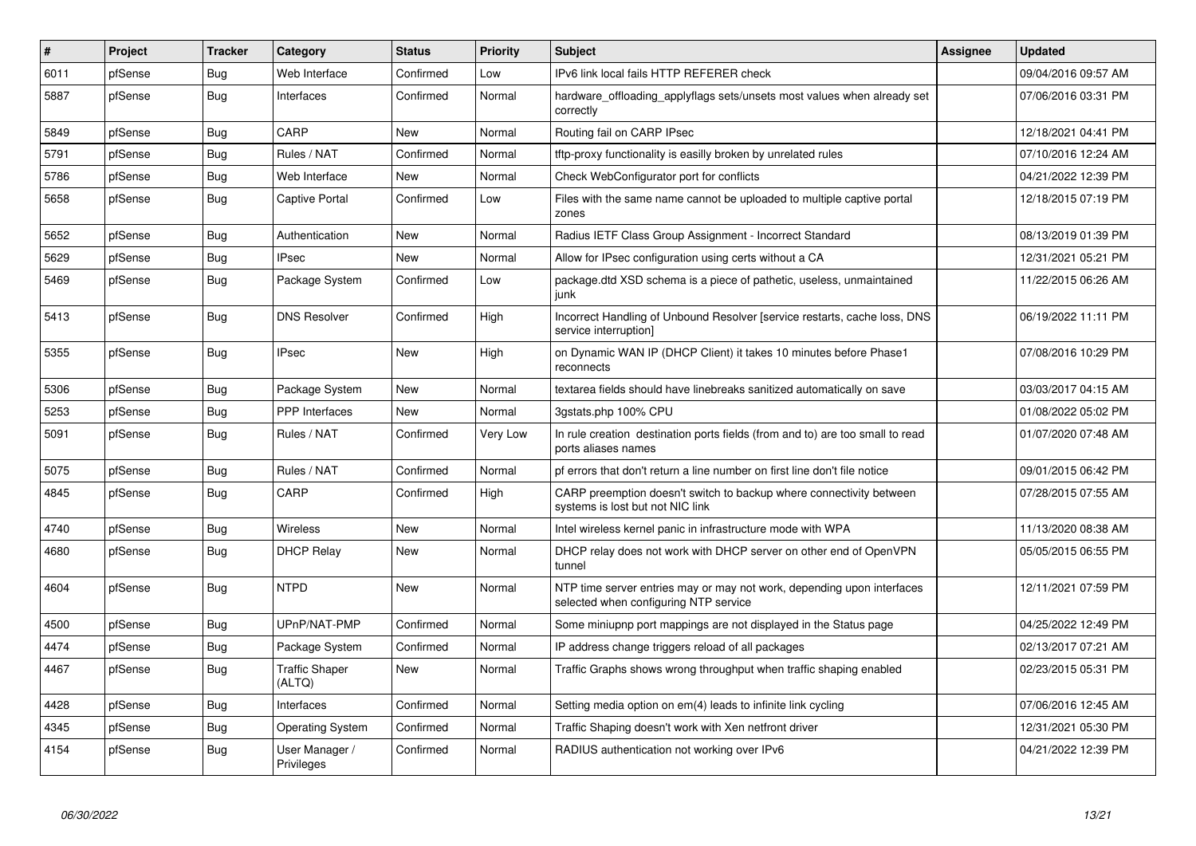| # | Project | Tracker | Category | Status | Priority | Subject | Assignee | Updated |
|---|---|---|---|---|---|---|---|---|
| 6011 | pfSense | Bug | Web Interface | Confirmed | Low | IPv6 link local fails HTTP REFERER check | | 09/04/2016 09:57 AM |
| 5887 | pfSense | Bug | Interfaces | Confirmed | Normal | hardware_offloading_applyflags sets/unsets most values when already set correctly | | 07/06/2016 03:31 PM |
| 5849 | pfSense | Bug | CARP | New | Normal | Routing fail on CARP IPsec | | 12/18/2021 04:41 PM |
| 5791 | pfSense | Bug | Rules / NAT | Confirmed | Normal | tftp-proxy functionality is easilly broken by unrelated rules | | 07/10/2016 12:24 AM |
| 5786 | pfSense | Bug | Web Interface | New | Normal | Check WebConfigurator port for conflicts | | 04/21/2022 12:39 PM |
| 5658 | pfSense | Bug | Captive Portal | Confirmed | Low | Files with the same name cannot be uploaded to multiple captive portal zones | | 12/18/2015 07:19 PM |
| 5652 | pfSense | Bug | Authentication | New | Normal | Radius IETF Class Group Assignment - Incorrect Standard | | 08/13/2019 01:39 PM |
| 5629 | pfSense | Bug | IPsec | New | Normal | Allow for IPsec configuration using certs without a CA | | 12/31/2021 05:21 PM |
| 5469 | pfSense | Bug | Package System | Confirmed | Low | package.dtd XSD schema is a piece of pathetic, useless, unmaintained junk | | 11/22/2015 06:26 AM |
| 5413 | pfSense | Bug | DNS Resolver | Confirmed | High | Incorrect Handling of Unbound Resolver [service restarts, cache loss, DNS service interruption] | | 06/19/2022 11:11 PM |
| 5355 | pfSense | Bug | IPsec | New | High | on Dynamic WAN IP (DHCP Client) it takes 10 minutes before Phase1 reconnects | | 07/08/2016 10:29 PM |
| 5306 | pfSense | Bug | Package System | New | Normal | textarea fields should have linebreaks sanitized automatically on save | | 03/03/2017 04:15 AM |
| 5253 | pfSense | Bug | PPP Interfaces | New | Normal | 3gstats.php 100% CPU | | 01/08/2022 05:02 PM |
| 5091 | pfSense | Bug | Rules / NAT | Confirmed | Very Low | In rule creation destination ports fields (from and to) are too small to read ports aliases names | | 01/07/2020 07:48 AM |
| 5075 | pfSense | Bug | Rules / NAT | Confirmed | Normal | pf errors that don't return a line number on first line don't file notice | | 09/01/2015 06:42 PM |
| 4845 | pfSense | Bug | CARP | Confirmed | High | CARP preemption doesn't switch to backup where connectivity between systems is lost but not NIC link | | 07/28/2015 07:55 AM |
| 4740 | pfSense | Bug | Wireless | New | Normal | Intel wireless kernel panic in infrastructure mode with WPA | | 11/13/2020 08:38 AM |
| 4680 | pfSense | Bug | DHCP Relay | New | Normal | DHCP relay does not work with DHCP server on other end of OpenVPN tunnel | | 05/05/2015 06:55 PM |
| 4604 | pfSense | Bug | NTPD | New | Normal | NTP time server entries may or may not work, depending upon interfaces selected when configuring NTP service | | 12/11/2021 07:59 PM |
| 4500 | pfSense | Bug | UPnP/NAT-PMP | Confirmed | Normal | Some miniupnp port mappings are not displayed in the Status page | | 04/25/2022 12:49 PM |
| 4474 | pfSense | Bug | Package System | Confirmed | Normal | IP address change triggers reload of all packages | | 02/13/2017 07:21 AM |
| 4467 | pfSense | Bug | Traffic Shaper (ALTQ) | New | Normal | Traffic Graphs shows wrong throughput when traffic shaping enabled | | 02/23/2015 05:31 PM |
| 4428 | pfSense | Bug | Interfaces | Confirmed | Normal | Setting media option on em(4) leads to infinite link cycling | | 07/06/2016 12:45 AM |
| 4345 | pfSense | Bug | Operating System | Confirmed | Normal | Traffic Shaping doesn't work with Xen netfront driver | | 12/31/2021 05:30 PM |
| 4154 | pfSense | Bug | User Manager / Privileges | Confirmed | Normal | RADIUS authentication not working over IPv6 | | 04/21/2022 12:39 PM |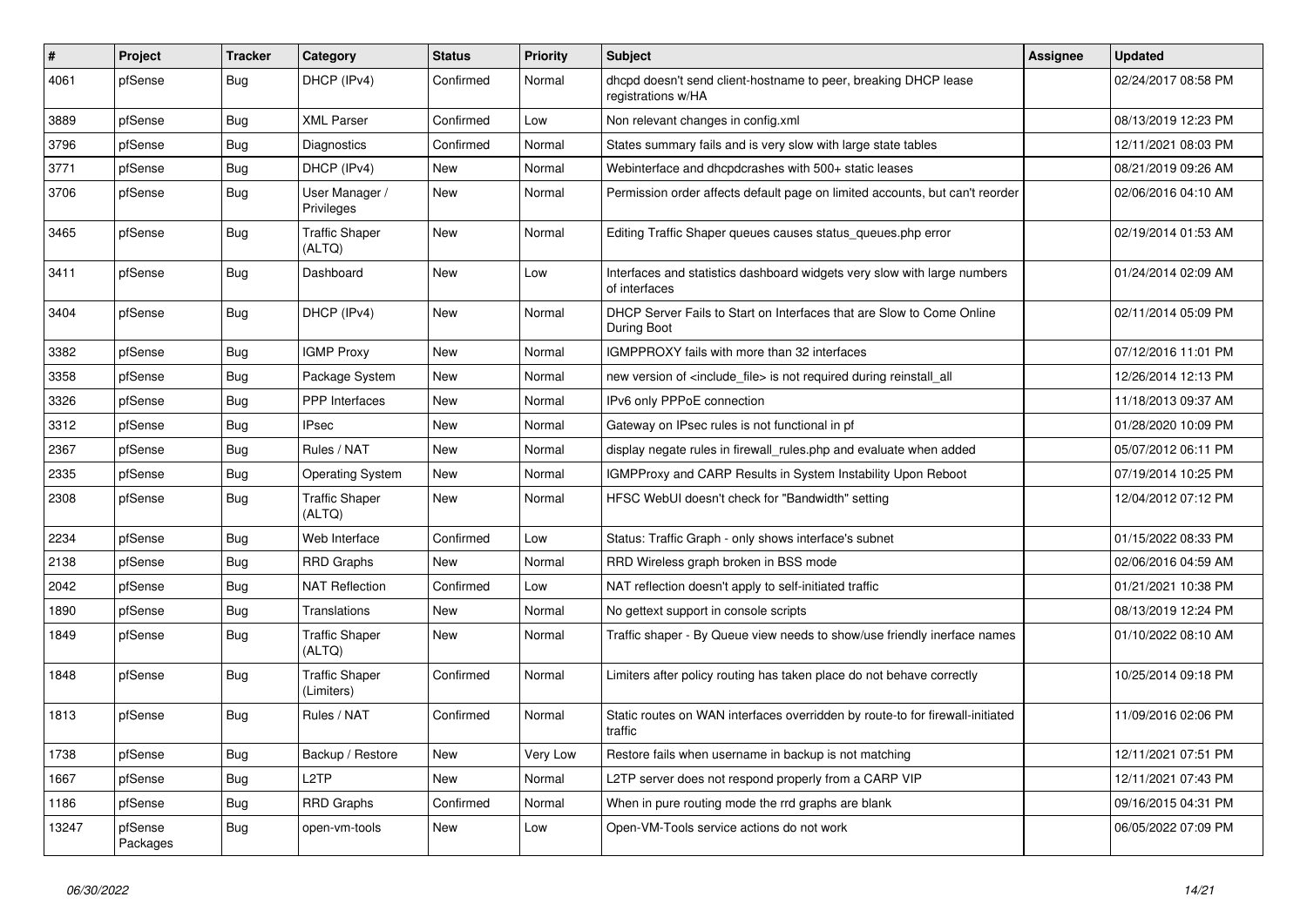| # | Project | Tracker | Category | Status | Priority | Subject | Assignee | Updated |
| --- | --- | --- | --- | --- | --- | --- | --- | --- |
| 4061 | pfSense | Bug | DHCP (IPv4) | Confirmed | Normal | dhcpd doesn't send client-hostname to peer, breaking DHCP lease registrations w/HA | | 02/24/2017 08:58 PM |
| 3889 | pfSense | Bug | XML Parser | Confirmed | Low | Non relevant changes in config.xml | | 08/13/2019 12:23 PM |
| 3796 | pfSense | Bug | Diagnostics | Confirmed | Normal | States summary fails and is very slow with large state tables | | 12/11/2021 08:03 PM |
| 3771 | pfSense | Bug | DHCP (IPv4) | New | Normal | Webinterface and dhcpdcrashes with 500+ static leases | | 08/21/2019 09:26 AM |
| 3706 | pfSense | Bug | User Manager / Privileges | New | Normal | Permission order affects default page on limited accounts, but can't reorder | | 02/06/2016 04:10 AM |
| 3465 | pfSense | Bug | Traffic Shaper (ALTQ) | New | Normal | Editing Traffic Shaper queues causes status_queues.php error | | 02/19/2014 01:53 AM |
| 3411 | pfSense | Bug | Dashboard | New | Low | Interfaces and statistics dashboard widgets very slow with large numbers of interfaces | | 01/24/2014 02:09 AM |
| 3404 | pfSense | Bug | DHCP (IPv4) | New | Normal | DHCP Server Fails to Start on Interfaces that are Slow to Come Online During Boot | | 02/11/2014 05:09 PM |
| 3382 | pfSense | Bug | IGMP Proxy | New | Normal | IGMPPROXY fails with more than 32 interfaces | | 07/12/2016 11:01 PM |
| 3358 | pfSense | Bug | Package System | New | Normal | new version of <include_file> is not required during reinstall_all | | 12/26/2014 12:13 PM |
| 3326 | pfSense | Bug | PPP Interfaces | New | Normal | IPv6 only PPPoE connection | | 11/18/2013 09:37 AM |
| 3312 | pfSense | Bug | IPsec | New | Normal | Gateway on IPsec rules is not functional in pf | | 01/28/2020 10:09 PM |
| 2367 | pfSense | Bug | Rules / NAT | New | Normal | display negate rules in firewall_rules.php and evaluate when added | | 05/07/2012 06:11 PM |
| 2335 | pfSense | Bug | Operating System | New | Normal | IGMPProxy and CARP Results in System Instability Upon Reboot | | 07/19/2014 10:25 PM |
| 2308 | pfSense | Bug | Traffic Shaper (ALTQ) | New | Normal | HFSC WebUI doesn't check for "Bandwidth" setting | | 12/04/2012 07:12 PM |
| 2234 | pfSense | Bug | Web Interface | Confirmed | Low | Status: Traffic Graph - only shows interface's subnet | | 01/15/2022 08:33 PM |
| 2138 | pfSense | Bug | RRD Graphs | New | Normal | RRD Wireless graph broken in BSS mode | | 02/06/2016 04:59 AM |
| 2042 | pfSense | Bug | NAT Reflection | Confirmed | Low | NAT reflection doesn't apply to self-initiated traffic | | 01/21/2021 10:38 PM |
| 1890 | pfSense | Bug | Translations | New | Normal | No gettext support in console scripts | | 08/13/2019 12:24 PM |
| 1849 | pfSense | Bug | Traffic Shaper (ALTQ) | New | Normal | Traffic shaper - By Queue view needs to show/use friendly inerface names | | 01/10/2022 08:10 AM |
| 1848 | pfSense | Bug | Traffic Shaper (Limiters) | Confirmed | Normal | Limiters after policy routing has taken place do not behave correctly | | 10/25/2014 09:18 PM |
| 1813 | pfSense | Bug | Rules / NAT | Confirmed | Normal | Static routes on WAN interfaces overridden by route-to for firewall-initiated traffic | | 11/09/2016 02:06 PM |
| 1738 | pfSense | Bug | Backup / Restore | New | Very Low | Restore fails when username in backup is not matching | | 12/11/2021 07:51 PM |
| 1667 | pfSense | Bug | L2TP | New | Normal | L2TP server does not respond properly from a CARP VIP | | 12/11/2021 07:43 PM |
| 1186 | pfSense | Bug | RRD Graphs | Confirmed | Normal | When in pure routing mode the rrd graphs are blank | | 09/16/2015 04:31 PM |
| 13247 | pfSense Packages | Bug | open-vm-tools | New | Low | Open-VM-Tools service actions do not work | | 06/05/2022 07:09 PM |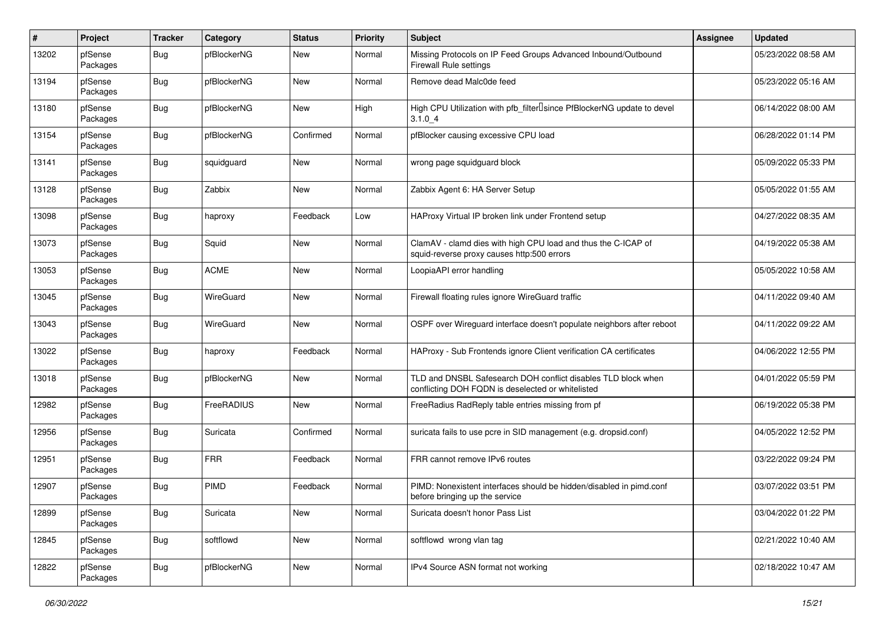| # | Project | Tracker | Category | Status | Priority | Subject | Assignee | Updated |
|---|---|---|---|---|---|---|---|---|
| 13202 | pfSense Packages | Bug | pfBlockerNG | New | Normal | Missing Protocols on IP Feed Groups Advanced Inbound/Outbound Firewall Rule settings | | 05/23/2022 08:58 AM |
| 13194 | pfSense Packages | Bug | pfBlockerNG | New | Normal | Remove dead Malc0de feed | | 05/23/2022 05:16 AM |
| 13180 | pfSense Packages | Bug | pfBlockerNG | New | High | High CPU Utilization with pfb_filter since PfBlockerNG update to devel 3.1.0_4 | | 06/14/2022 08:00 AM |
| 13154 | pfSense Packages | Bug | pfBlockerNG | Confirmed | Normal | pfBlocker causing excessive CPU load | | 06/28/2022 01:14 PM |
| 13141 | pfSense Packages | Bug | squidguard | New | Normal | wrong page squidguard block | | 05/09/2022 05:33 PM |
| 13128 | pfSense Packages | Bug | Zabbix | New | Normal | Zabbix Agent 6: HA Server Setup | | 05/05/2022 01:55 AM |
| 13098 | pfSense Packages | Bug | haproxy | Feedback | Low | HAProxy Virtual IP broken link under Frontend setup | | 04/27/2022 08:35 AM |
| 13073 | pfSense Packages | Bug | Squid | New | Normal | ClamAV - clamd dies with high CPU load and thus the C-ICAP of squid-reverse proxy causes http:500 errors | | 04/19/2022 05:38 AM |
| 13053 | pfSense Packages | Bug | ACME | New | Normal | LoopiaAPI error handling | | 05/05/2022 10:58 AM |
| 13045 | pfSense Packages | Bug | WireGuard | New | Normal | Firewall floating rules ignore WireGuard traffic | | 04/11/2022 09:40 AM |
| 13043 | pfSense Packages | Bug | WireGuard | New | Normal | OSPF over Wireguard interface doesn't populate neighbors after reboot | | 04/11/2022 09:22 AM |
| 13022 | pfSense Packages | Bug | haproxy | Feedback | Normal | HAProxy - Sub Frontends ignore Client verification CA certificates | | 04/06/2022 12:55 PM |
| 13018 | pfSense Packages | Bug | pfBlockerNG | New | Normal | TLD and DNSBL Safesearch DOH conflict disables TLD block when conflicting DOH FQDN is deselected or whitelisted | | 04/01/2022 05:59 PM |
| 12982 | pfSense Packages | Bug | FreeRADIUS | New | Normal | FreeRadius RadReply table entries missing from pf | | 06/19/2022 05:38 PM |
| 12956 | pfSense Packages | Bug | Suricata | Confirmed | Normal | suricata fails to use pcre in SID management (e.g. dropsid.conf) | | 04/05/2022 12:52 PM |
| 12951 | pfSense Packages | Bug | FRR | Feedback | Normal | FRR cannot remove IPv6 routes | | 03/22/2022 09:24 PM |
| 12907 | pfSense Packages | Bug | PIMD | Feedback | Normal | PIMD: Nonexistent interfaces should be hidden/disabled in pimd.conf before bringing up the service | | 03/07/2022 03:51 PM |
| 12899 | pfSense Packages | Bug | Suricata | New | Normal | Suricata doesn't honor Pass List | | 03/04/2022 01:22 PM |
| 12845 | pfSense Packages | Bug | softflowd | New | Normal | softflowd wrong vlan tag | | 02/21/2022 10:40 AM |
| 12822 | pfSense Packages | Bug | pfBlockerNG | New | Normal | IPv4 Source ASN format not working | | 02/18/2022 10:47 AM |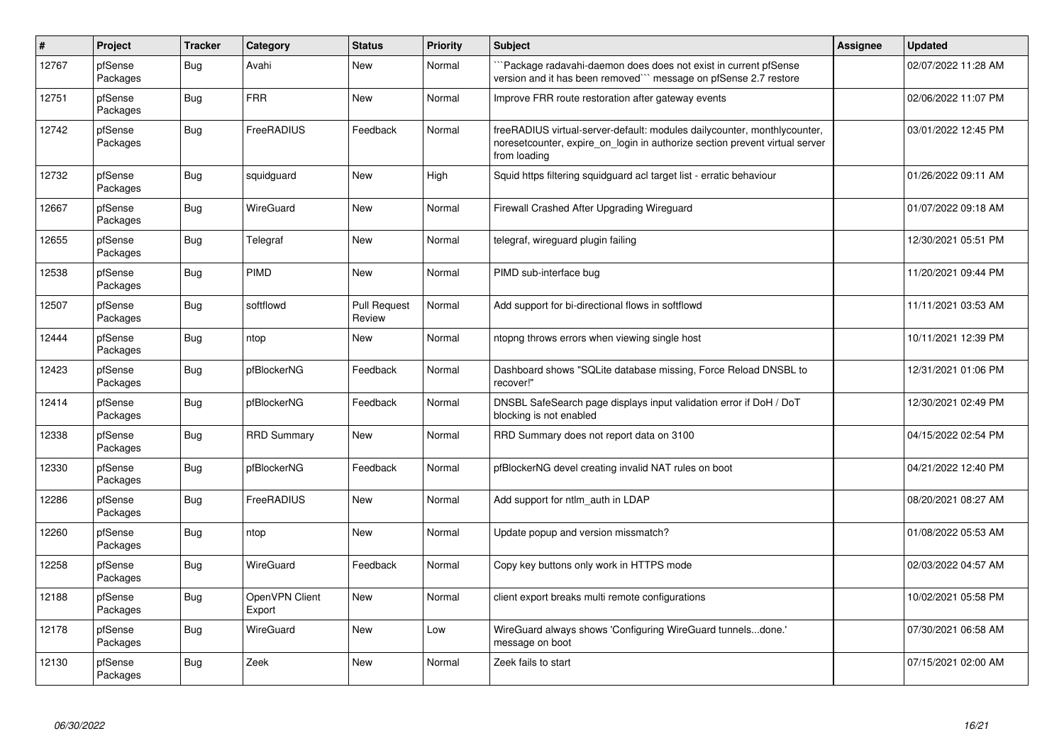| # | Project | Tracker | Category | Status | Priority | Subject | Assignee | Updated |
|---|---|---|---|---|---|---|---|---|
| 12767 | pfSense Packages | Bug | Avahi | New | Normal | ```Package radavahi-daemon does does not exist in current pfSense version and it has been removed``` message on pfSense 2.7 restore | | 02/07/2022 11:28 AM |
| 12751 | pfSense Packages | Bug | FRR | New | Normal | Improve FRR route restoration after gateway events | | 02/06/2022 11:07 PM |
| 12742 | pfSense Packages | Bug | FreeRADIUS | Feedback | Normal | freeRADIUS virtual-server-default: modules dailycounter, monthlycounter, noresetcounter, expire_on_login in authorize section prevent virtual server from loading | | 03/01/2022 12:45 PM |
| 12732 | pfSense Packages | Bug | squidguard | New | High | Squid https filtering squidguard acl target list - erratic behaviour | | 01/26/2022 09:11 AM |
| 12667 | pfSense Packages | Bug | WireGuard | New | Normal | Firewall Crashed After Upgrading Wireguard | | 01/07/2022 09:18 AM |
| 12655 | pfSense Packages | Bug | Telegraf | New | Normal | telegraf, wireguard plugin failing | | 12/30/2021 05:51 PM |
| 12538 | pfSense Packages | Bug | PIMD | New | Normal | PIMD sub-interface bug | | 11/20/2021 09:44 PM |
| 12507 | pfSense Packages | Bug | softflowd | Pull Request Review | Normal | Add support for bi-directional flows in softflowd | | 11/11/2021 03:53 AM |
| 12444 | pfSense Packages | Bug | ntop | New | Normal | ntopng throws errors when viewing single host | | 10/11/2021 12:39 PM |
| 12423 | pfSense Packages | Bug | pfBlockerNG | Feedback | Normal | Dashboard shows "SQLite database missing, Force Reload DNSBL to recover!" | | 12/31/2021 01:06 PM |
| 12414 | pfSense Packages | Bug | pfBlockerNG | Feedback | Normal | DNSBL SafeSearch page displays input validation error if DoH / DoT blocking is not enabled | | 12/30/2021 02:49 PM |
| 12338 | pfSense Packages | Bug | RRD Summary | New | Normal | RRD Summary does not report data on 3100 | | 04/15/2022 02:54 PM |
| 12330 | pfSense Packages | Bug | pfBlockerNG | Feedback | Normal | pfBlockerNG devel creating invalid NAT rules on boot | | 04/21/2022 12:40 PM |
| 12286 | pfSense Packages | Bug | FreeRADIUS | New | Normal | Add support for ntlm_auth in LDAP | | 08/20/2021 08:27 AM |
| 12260 | pfSense Packages | Bug | ntop | New | Normal | Update popup and version missmatch? | | 01/08/2022 05:53 AM |
| 12258 | pfSense Packages | Bug | WireGuard | Feedback | Normal | Copy key buttons only work in HTTPS mode | | 02/03/2022 04:57 AM |
| 12188 | pfSense Packages | Bug | OpenVPN Client Export | New | Normal | client export breaks multi remote configurations | | 10/02/2021 05:58 PM |
| 12178 | pfSense Packages | Bug | WireGuard | New | Low | WireGuard always shows 'Configuring WireGuard tunnels...done.' message on boot | | 07/30/2021 06:58 AM |
| 12130 | pfSense Packages | Bug | Zeek | New | Normal | Zeek fails to start | | 07/15/2021 02:00 AM |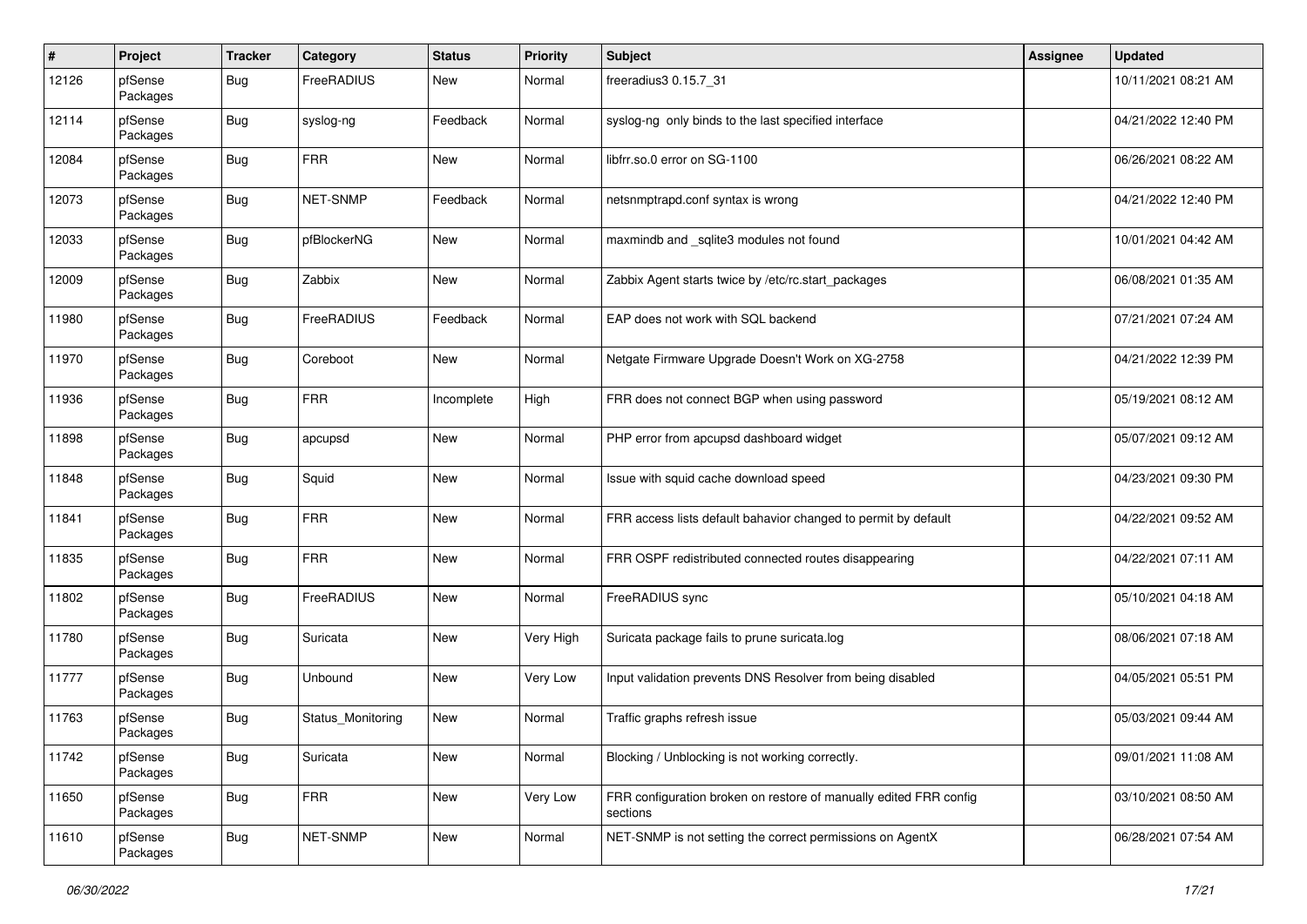| # | Project | Tracker | Category | Status | Priority | Subject | Assignee | Updated |
|---|---|---|---|---|---|---|---|---|
| 12126 | pfSense Packages | Bug | FreeRADIUS | New | Normal | freeradius3 0.15.7_31 | | 10/11/2021 08:21 AM |
| 12114 | pfSense Packages | Bug | syslog-ng | Feedback | Normal | syslog-ng only binds to the last specified interface | | 04/21/2022 12:40 PM |
| 12084 | pfSense Packages | Bug | FRR | New | Normal | libfrr.so.0 error on SG-1100 | | 06/26/2021 08:22 AM |
| 12073 | pfSense Packages | Bug | NET-SNMP | Feedback | Normal | netsnmptrapd.conf syntax is wrong | | 04/21/2022 12:40 PM |
| 12033 | pfSense Packages | Bug | pfBlockerNG | New | Normal | maxmindb and _sqlite3 modules not found | | 10/01/2021 04:42 AM |
| 12009 | pfSense Packages | Bug | Zabbix | New | Normal | Zabbix Agent starts twice by /etc/rc.start_packages | | 06/08/2021 01:35 AM |
| 11980 | pfSense Packages | Bug | FreeRADIUS | Feedback | Normal | EAP does not work with SQL backend | | 07/21/2021 07:24 AM |
| 11970 | pfSense Packages | Bug | Coreboot | New | Normal | Netgate Firmware Upgrade Doesn't Work on XG-2758 | | 04/21/2022 12:39 PM |
| 11936 | pfSense Packages | Bug | FRR | Incomplete | High | FRR does not connect BGP when using password | | 05/19/2021 08:12 AM |
| 11898 | pfSense Packages | Bug | apcupsd | New | Normal | PHP error from apcupsd dashboard widget | | 05/07/2021 09:12 AM |
| 11848 | pfSense Packages | Bug | Squid | New | Normal | Issue with squid cache download speed | | 04/23/2021 09:30 PM |
| 11841 | pfSense Packages | Bug | FRR | New | Normal | FRR access lists default bahavior changed to permit by default | | 04/22/2021 09:52 AM |
| 11835 | pfSense Packages | Bug | FRR | New | Normal | FRR OSPF redistributed connected routes disappearing | | 04/22/2021 07:11 AM |
| 11802 | pfSense Packages | Bug | FreeRADIUS | New | Normal | FreeRADIUS sync | | 05/10/2021 04:18 AM |
| 11780 | pfSense Packages | Bug | Suricata | New | Very High | Suricata package fails to prune suricata.log | | 08/06/2021 07:18 AM |
| 11777 | pfSense Packages | Bug | Unbound | New | Very Low | Input validation prevents DNS Resolver from being disabled | | 04/05/2021 05:51 PM |
| 11763 | pfSense Packages | Bug | Status_Monitoring | New | Normal | Traffic graphs refresh issue | | 05/03/2021 09:44 AM |
| 11742 | pfSense Packages | Bug | Suricata | New | Normal | Blocking / Unblocking is not working correctly. | | 09/01/2021 11:08 AM |
| 11650 | pfSense Packages | Bug | FRR | New | Very Low | FRR configuration broken on restore of manually edited FRR config sections | | 03/10/2021 08:50 AM |
| 11610 | pfSense Packages | Bug | NET-SNMP | New | Normal | NET-SNMP is not setting the correct permissions on AgentX | | 06/28/2021 07:54 AM |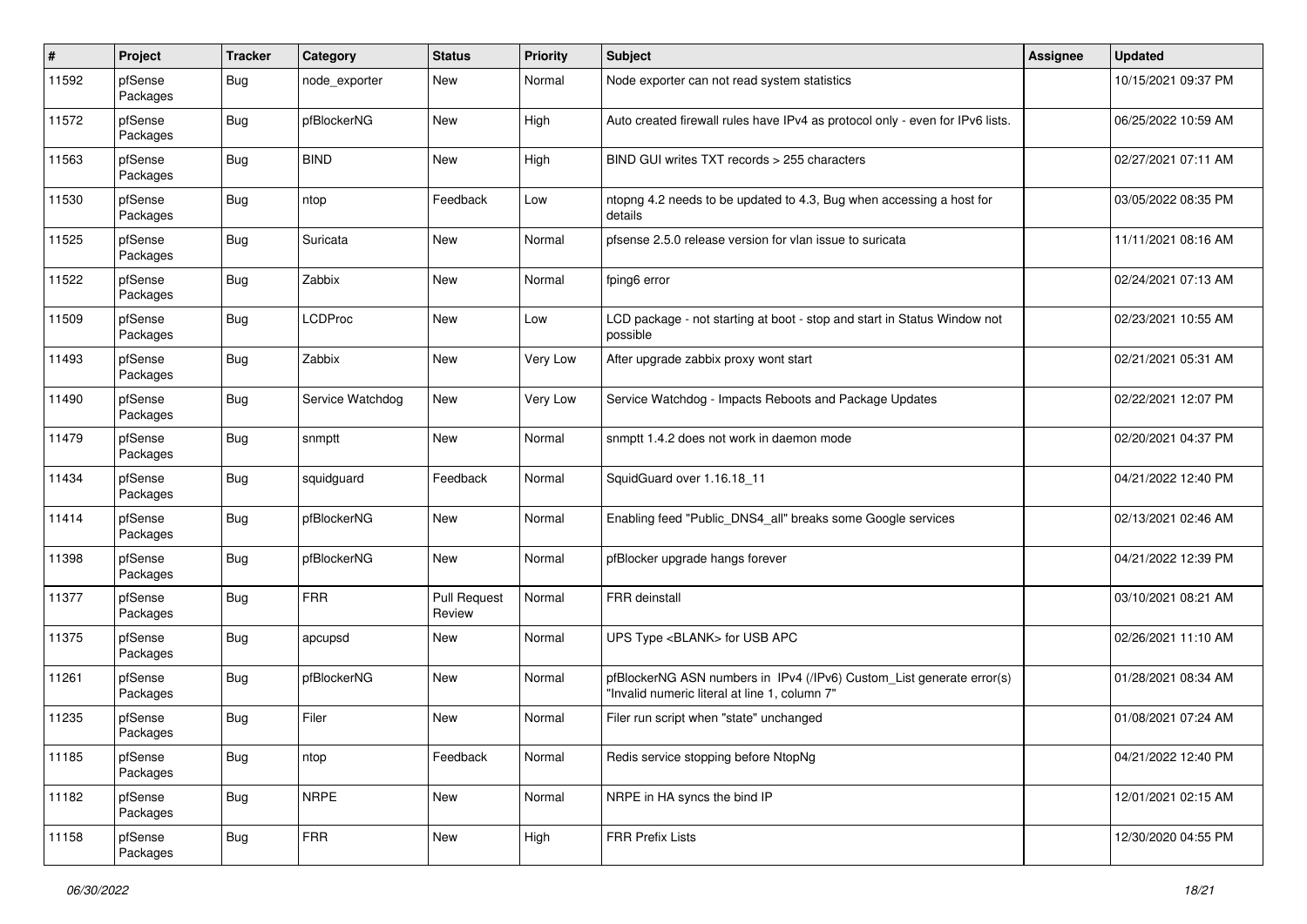| # | Project | Tracker | Category | Status | Priority | Subject | Assignee | Updated |
|---|---|---|---|---|---|---|---|---|
| 11592 | pfSense Packages | Bug | node_exporter | New | Normal | Node exporter can not read system statistics | | 10/15/2021 09:37 PM |
| 11572 | pfSense Packages | Bug | pfBlockerNG | New | High | Auto created firewall rules have IPv4 as protocol only - even for IPv6 lists. | | 06/25/2022 10:59 AM |
| 11563 | pfSense Packages | Bug | BIND | New | High | BIND GUI writes TXT records > 255 characters | | 02/27/2021 07:11 AM |
| 11530 | pfSense Packages | Bug | ntop | Feedback | Low | ntopng 4.2 needs to be updated to 4.3, Bug when accessing a host for details | | 03/05/2022 08:35 PM |
| 11525 | pfSense Packages | Bug | Suricata | New | Normal | pfsense 2.5.0 release version for vlan issue to suricata | | 11/11/2021 08:16 AM |
| 11522 | pfSense Packages | Bug | Zabbix | New | Normal | fping6 error | | 02/24/2021 07:13 AM |
| 11509 | pfSense Packages | Bug | LCDProc | New | Low | LCD package - not starting at boot - stop and start in Status Window not possible | | 02/23/2021 10:55 AM |
| 11493 | pfSense Packages | Bug | Zabbix | New | Very Low | After upgrade zabbix proxy wont start | | 02/21/2021 05:31 AM |
| 11490 | pfSense Packages | Bug | Service Watchdog | New | Very Low | Service Watchdog - Impacts Reboots and Package Updates | | 02/22/2021 12:07 PM |
| 11479 | pfSense Packages | Bug | snmptt | New | Normal | snmptt 1.4.2 does not work in daemon mode | | 02/20/2021 04:37 PM |
| 11434 | pfSense Packages | Bug | squidguard | Feedback | Normal | SquidGuard over 1.16.18_11 | | 04/21/2022 12:40 PM |
| 11414 | pfSense Packages | Bug | pfBlockerNG | New | Normal | Enabling feed "Public_DNS4_all" breaks some Google services | | 02/13/2021 02:46 AM |
| 11398 | pfSense Packages | Bug | pfBlockerNG | New | Normal | pfBlocker upgrade hangs forever | | 04/21/2022 12:39 PM |
| 11377 | pfSense Packages | Bug | FRR | Pull Request Review | Normal | FRR deinstall | | 03/10/2021 08:21 AM |
| 11375 | pfSense Packages | Bug | apcupsd | New | Normal | UPS Type <BLANK> for USB APC | | 02/26/2021 11:10 AM |
| 11261 | pfSense Packages | Bug | pfBlockerNG | New | Normal | pfBlockerNG ASN numbers in IPv4 (/IPv6) Custom_List generate error(s) "Invalid numeric literal at line 1, column 7" | | 01/28/2021 08:34 AM |
| 11235 | pfSense Packages | Bug | Filer | New | Normal | Filer run script when "state" unchanged | | 01/08/2021 07:24 AM |
| 11185 | pfSense Packages | Bug | ntop | Feedback | Normal | Redis service stopping before NtopNg | | 04/21/2022 12:40 PM |
| 11182 | pfSense Packages | Bug | NRPE | New | Normal | NRPE in HA syncs the bind IP | | 12/01/2021 02:15 AM |
| 11158 | pfSense Packages | Bug | FRR | New | High | FRR Prefix Lists | | 12/30/2020 04:55 PM |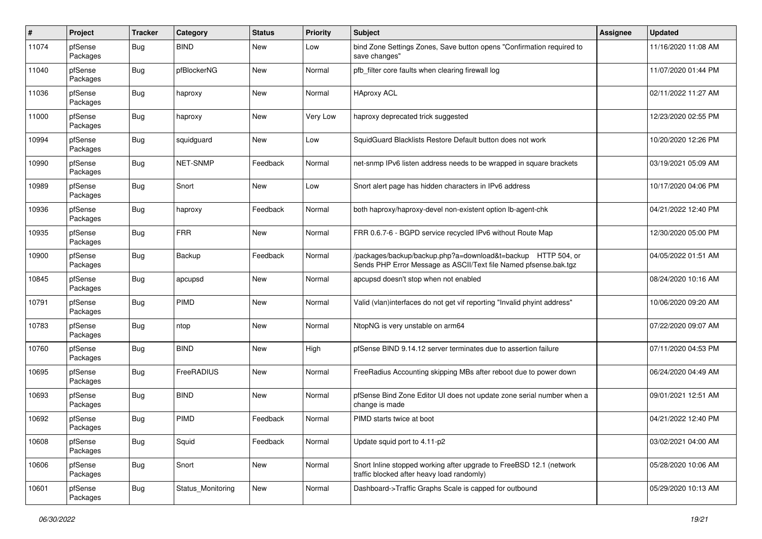| # | Project | Tracker | Category | Status | Priority | Subject | Assignee | Updated |
|---|---|---|---|---|---|---|---|---|
| 11074 | pfSense Packages | Bug | BIND | New | Low | bind Zone Settings Zones, Save button opens "Confirmation required to save changes" | | 11/16/2020 11:08 AM |
| 11040 | pfSense Packages | Bug | pfBlockerNG | New | Normal | pfb_filter core faults when clearing firewall log | | 11/07/2020 01:44 PM |
| 11036 | pfSense Packages | Bug | haproxy | New | Normal | HAproxy ACL | | 02/11/2022 11:27 AM |
| 11000 | pfSense Packages | Bug | haproxy | New | Very Low | haproxy deprecated trick suggested | | 12/23/2020 02:55 PM |
| 10994 | pfSense Packages | Bug | squidguard | New | Low | SquidGuard Blacklists Restore Default button does not work | | 10/20/2020 12:26 PM |
| 10990 | pfSense Packages | Bug | NET-SNMP | Feedback | Normal | net-snmp IPv6 listen address needs to be wrapped in square brackets | | 03/19/2021 05:09 AM |
| 10989 | pfSense Packages | Bug | Snort | New | Low | Snort alert page has hidden characters in IPv6 address | | 10/17/2020 04:06 PM |
| 10936 | pfSense Packages | Bug | haproxy | Feedback | Normal | both haproxy/haproxy-devel non-existent option lb-agent-chk | | 04/21/2022 12:40 PM |
| 10935 | pfSense Packages | Bug | FRR | New | Normal | FRR 0.6.7-6 - BGPD service recycled IPv6 without Route Map | | 12/30/2020 05:00 PM |
| 10900 | pfSense Packages | Bug | Backup | Feedback | Normal | /packages/backup/backup.php?a=download&t=backup HTTP 504, or Sends PHP Error Message as ASCII/Text file Named pfsense.bak.tgz | | 04/05/2022 01:51 AM |
| 10845 | pfSense Packages | Bug | apcupsd | New | Normal | apcupsd doesn't stop when not enabled | | 08/24/2020 10:16 AM |
| 10791 | pfSense Packages | Bug | PIMD | New | Normal | Valid (vlan)interfaces do not get vif reporting "Invalid phyint address" | | 10/06/2020 09:20 AM |
| 10783 | pfSense Packages | Bug | ntop | New | Normal | NtopNG is very unstable on arm64 | | 07/22/2020 09:07 AM |
| 10760 | pfSense Packages | Bug | BIND | New | High | pfSense BIND 9.14.12 server terminates due to assertion failure | | 07/11/2020 04:53 PM |
| 10695 | pfSense Packages | Bug | FreeRADIUS | New | Normal | FreeRadius Accounting skipping MBs after reboot due to power down | | 06/24/2020 04:49 AM |
| 10693 | pfSense Packages | Bug | BIND | New | Normal | pfSense Bind Zone Editor UI does not update zone serial number when a change is made | | 09/01/2021 12:51 AM |
| 10692 | pfSense Packages | Bug | PIMD | Feedback | Normal | PIMD starts twice at boot | | 04/21/2022 12:40 PM |
| 10608 | pfSense Packages | Bug | Squid | Feedback | Normal | Update squid port to 4.11-p2 | | 03/02/2021 04:00 AM |
| 10606 | pfSense Packages | Bug | Snort | New | Normal | Snort Inline stopped working after upgrade to FreeBSD 12.1 (network traffic blocked after heavy load randomly) | | 05/28/2020 10:06 AM |
| 10601 | pfSense Packages | Bug | Status_Monitoring | New | Normal | Dashboard->Traffic Graphs Scale is capped for outbound | | 05/29/2020 10:13 AM |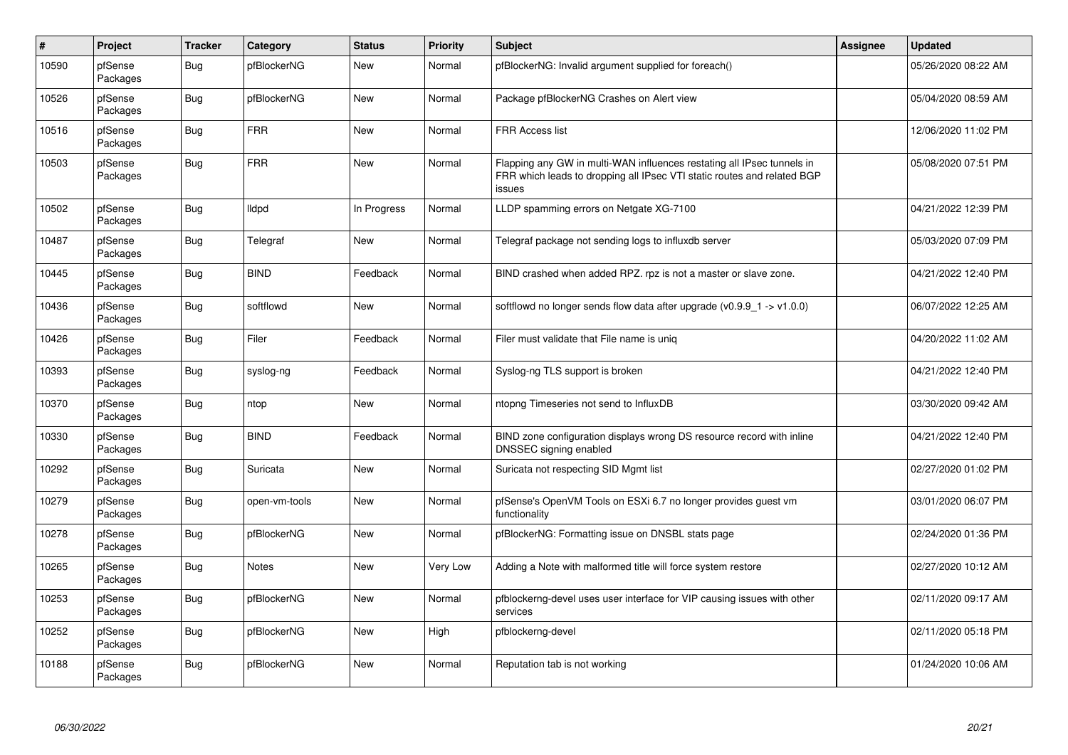| # | Project | Tracker | Category | Status | Priority | Subject | Assignee | Updated |
|---|---|---|---|---|---|---|---|---|
| 10590 | pfSense Packages | Bug | pfBlockerNG | New | Normal | pfBlockerNG: Invalid argument supplied for foreach() | | 05/26/2020 08:22 AM |
| 10526 | pfSense Packages | Bug | pfBlockerNG | New | Normal | Package pfBlockerNG Crashes on Alert view | | 05/04/2020 08:59 AM |
| 10516 | pfSense Packages | Bug | FRR | New | Normal | FRR Access list | | 12/06/2020 11:02 PM |
| 10503 | pfSense Packages | Bug | FRR | New | Normal | Flapping any GW in multi-WAN influences restating all IPsec tunnels in FRR which leads to dropping all IPsec VTI static routes and related BGP issues | | 05/08/2020 07:51 PM |
| 10502 | pfSense Packages | Bug | lldpd | In Progress | Normal | LLDP spamming errors on Netgate XG-7100 | | 04/21/2022 12:39 PM |
| 10487 | pfSense Packages | Bug | Telegraf | New | Normal | Telegraf package not sending logs to influxdb server | | 05/03/2020 07:09 PM |
| 10445 | pfSense Packages | Bug | BIND | Feedback | Normal | BIND crashed when added RPZ. rpz is not a master or slave zone. | | 04/21/2022 12:40 PM |
| 10436 | pfSense Packages | Bug | softflowd | New | Normal | softflowd no longer sends flow data after upgrade (v0.9.9_1 -> v1.0.0) | | 06/07/2022 12:25 AM |
| 10426 | pfSense Packages | Bug | Filer | Feedback | Normal | Filer must validate that File name is uniq | | 04/20/2022 11:02 AM |
| 10393 | pfSense Packages | Bug | syslog-ng | Feedback | Normal | Syslog-ng TLS support is broken | | 04/21/2022 12:40 PM |
| 10370 | pfSense Packages | Bug | ntop | New | Normal | ntopng Timeseries not send to InfluxDB | | 03/30/2020 09:42 AM |
| 10330 | pfSense Packages | Bug | BIND | Feedback | Normal | BIND zone configuration displays wrong DS resource record with inline DNSSEC signing enabled | | 04/21/2022 12:40 PM |
| 10292 | pfSense Packages | Bug | Suricata | New | Normal | Suricata not respecting SID Mgmt list | | 02/27/2020 01:02 PM |
| 10279 | pfSense Packages | Bug | open-vm-tools | New | Normal | pfSense's OpenVM Tools on ESXi 6.7 no longer provides guest vm functionality | | 03/01/2020 06:07 PM |
| 10278 | pfSense Packages | Bug | pfBlockerNG | New | Normal | pfBlockerNG: Formatting issue on DNSBL stats page | | 02/24/2020 01:36 PM |
| 10265 | pfSense Packages | Bug | Notes | New | Very Low | Adding a Note with malformed title will force system restore | | 02/27/2020 10:12 AM |
| 10253 | pfSense Packages | Bug | pfBlockerNG | New | Normal | pfblockerng-devel uses user interface for VIP causing issues with other services | | 02/11/2020 09:17 AM |
| 10252 | pfSense Packages | Bug | pfBlockerNG | New | High | pfblockerng-devel | | 02/11/2020 05:18 PM |
| 10188 | pfSense Packages | Bug | pfBlockerNG | New | Normal | Reputation tab is not working | | 01/24/2020 10:06 AM |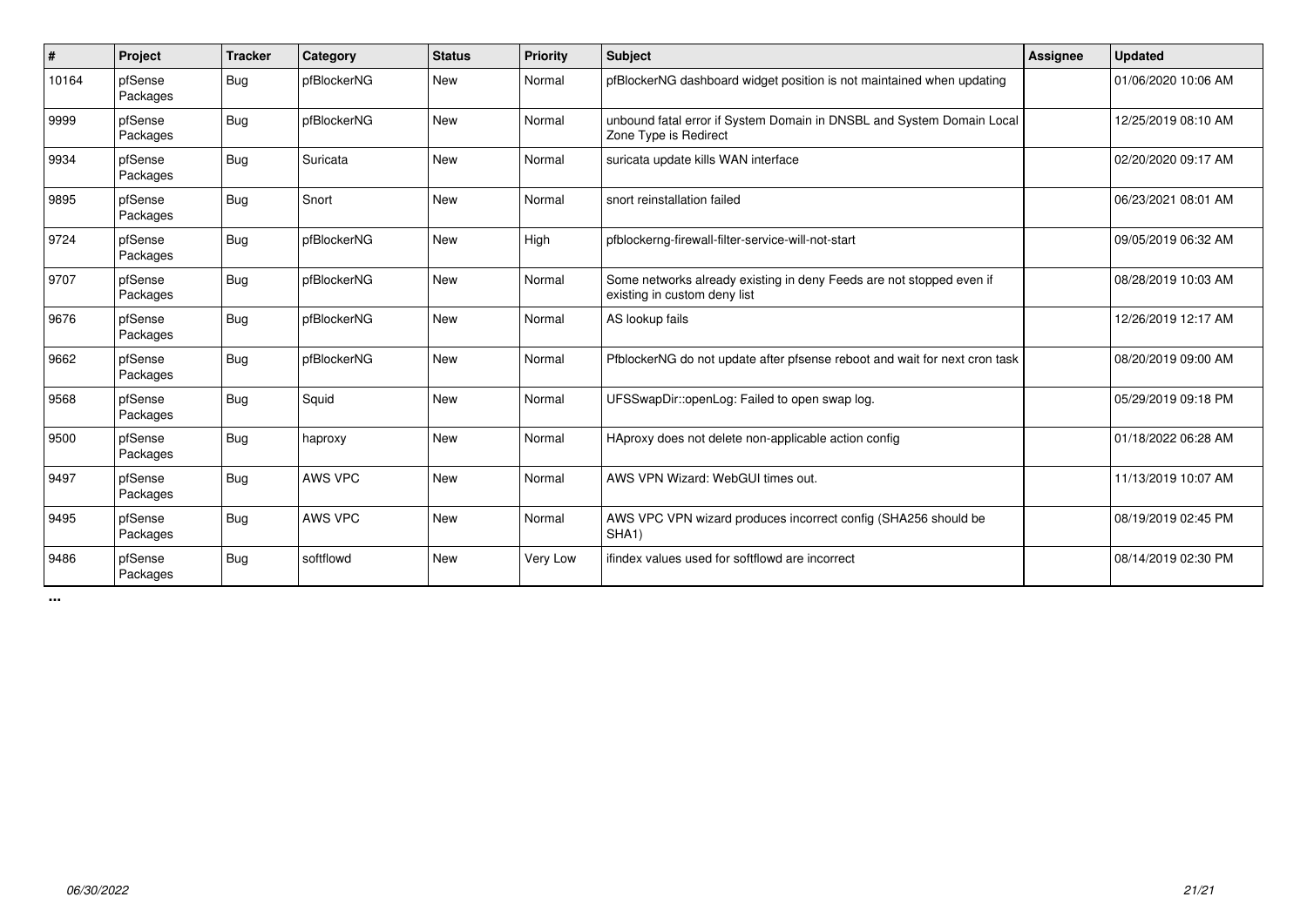| # | Project | Tracker | Category | Status | Priority | Subject | Assignee | Updated |
|---|---|---|---|---|---|---|---|---|
| 10164 | pfSense Packages | Bug | pfBlockerNG | New | Normal | pfBlockerNG dashboard widget position is not maintained when updating | | 01/06/2020 10:06 AM |
| 9999 | pfSense Packages | Bug | pfBlockerNG | New | Normal | unbound fatal error if System Domain in DNSBL and System Domain Local Zone Type is Redirect | | 12/25/2019 08:10 AM |
| 9934 | pfSense Packages | Bug | Suricata | New | Normal | suricata update kills WAN interface | | 02/20/2020 09:17 AM |
| 9895 | pfSense Packages | Bug | Snort | New | Normal | snort reinstallation failed | | 06/23/2021 08:01 AM |
| 9724 | pfSense Packages | Bug | pfBlockerNG | New | High | pfblockerng-firewall-filter-service-will-not-start | | 09/05/2019 06:32 AM |
| 9707 | pfSense Packages | Bug | pfBlockerNG | New | Normal | Some networks already existing in deny Feeds are not stopped even if existing in custom deny list | | 08/28/2019 10:03 AM |
| 9676 | pfSense Packages | Bug | pfBlockerNG | New | Normal | AS lookup fails | | 12/26/2019 12:17 AM |
| 9662 | pfSense Packages | Bug | pfBlockerNG | New | Normal | PfblockerNG do not update after pfsense reboot and wait for next cron task | | 08/20/2019 09:00 AM |
| 9568 | pfSense Packages | Bug | Squid | New | Normal | UFSSwapDir::openLog: Failed to open swap log. | | 05/29/2019 09:18 PM |
| 9500 | pfSense Packages | Bug | haproxy | New | Normal | HAproxy does not delete non-applicable action config | | 01/18/2022 06:28 AM |
| 9497 | pfSense Packages | Bug | AWS VPC | New | Normal | AWS VPN Wizard: WebGUI times out. | | 11/13/2019 10:07 AM |
| 9495 | pfSense Packages | Bug | AWS VPC | New | Normal | AWS VPC VPN wizard produces incorrect config (SHA256 should be SHA1) | | 08/19/2019 02:45 PM |
| 9486 | pfSense Packages | Bug | softflowd | New | Very Low | ifindex values used for softflowd are incorrect | | 08/14/2019 02:30 PM |

...